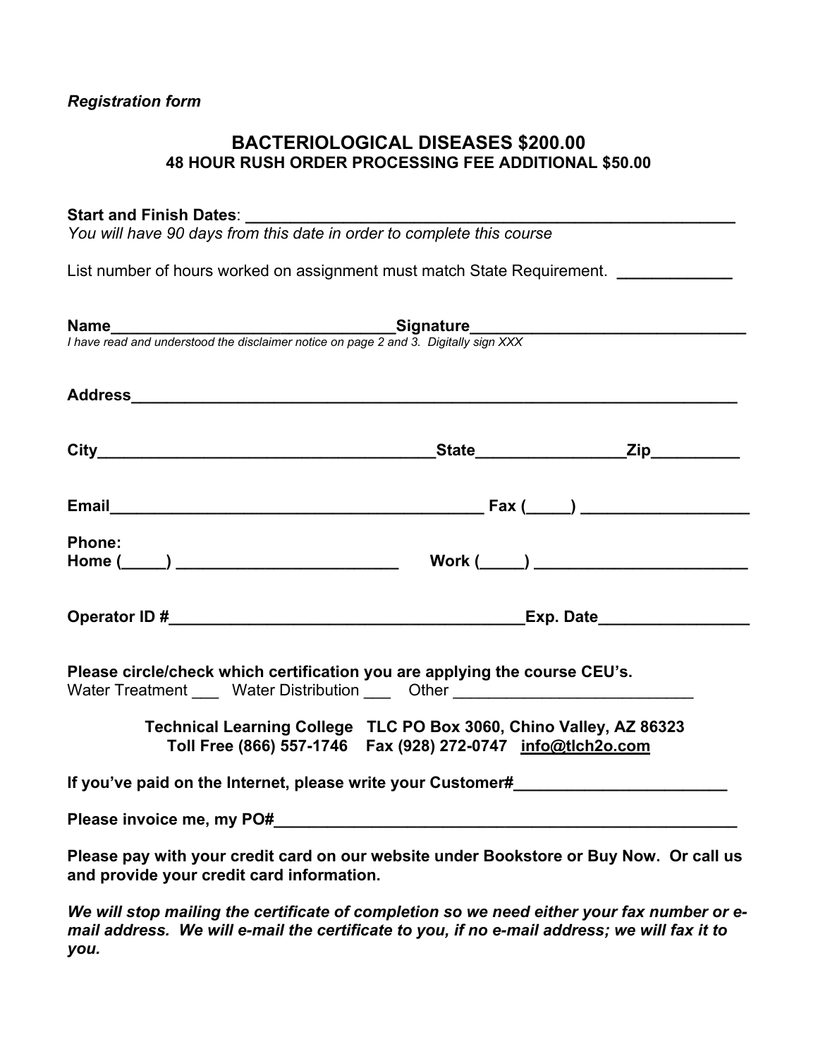*Registration form*

## BACTERIOLOGICAL DISEASES $200.00

**48 HOUR RUSH ORDER PROCESSING FEE ADDITIONAL $50.00**

**Start and Finish Dates**: ____________________________________________________________

*You will have 90 days from this date in order to complete this course*

List number of hours worked on assignment must match State Requirement. ____________

**Name**________________________________**Signature**______________________________

*I have read and understood the disclaimer notice on page 2 and 3. Digitally sign XXX*

**Address**___________________________________________________________________

**City**______________________________________**State**________________**Zip**__________

**Email**_________________________________________ **Fax (_____)** __________________

**Phone:**
**Home (_____)** _________________________ **Work (_____)** ________________________

**Operator ID #**________________________________________**Exp. Date**________________

**Please circle/check which certification you are applying the course CEU's.**
Water Treatment ___ Water Distribution ___ Other ___________________________

**Technical Learning College TLC PO Box 3060, Chino Valley, AZ 86323**
**Toll Free (866) 557-1746 Fax (928) 272-0747 info@tlch2o.com**

**If you've paid on the Internet, please write your Customer#**________________________

**Please invoice me, my PO#**_____________________________________________________

**Please pay with your credit card on our website under Bookstore or Buy Now. Or call us and provide your credit card information.**

***We will stop mailing the certificate of completion so we need either your fax number or e-mail address. We will e-mail the certificate to you, if no e-mail address; we will fax it to you.***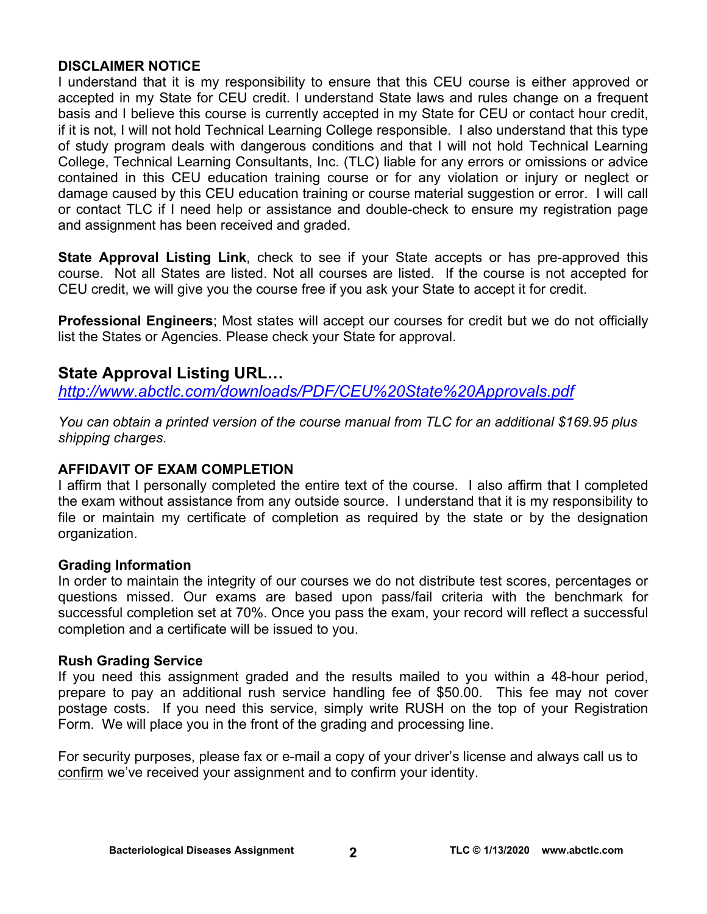**DISCLAIMER NOTICE**

I understand that it is my responsibility to ensure that this CEU course is either approved or accepted in my State for CEU credit. I understand State laws and rules change on a frequent basis and I believe this course is currently accepted in my State for CEU or contact hour credit, if it is not, I will not hold Technical Learning College responsible. I also understand that this type of study program deals with dangerous conditions and that I will not hold Technical Learning College, Technical Learning Consultants, Inc. (TLC) liable for any errors or omissions or advice contained in this CEU education training course or for any violation or injury or neglect or damage caused by this CEU education training or course material suggestion or error. I will call or contact TLC if I need help or assistance and double-check to ensure my registration page and assignment has been received and graded.

**State Approval Listing Link**, check to see if your State accepts or has pre-approved this course. Not all States are listed. Not all courses are listed. If the course is not accepted for CEU credit, we will give you the course free if you ask your State to accept it for credit.

**Professional Engineers**; Most states will accept our courses for credit but we do not officially list the States or Agencies. Please check your State for approval.

## State Approval Listing URL…

*http://www.abctlc.com/downloads/PDF/CEU%20State%20Approvals.pdf*

*You can obtain a printed version of the course manual from TLC for an additional $169.95 plus shipping charges.*

**AFFIDAVIT OF EXAM COMPLETION**

I affirm that I personally completed the entire text of the course. I also affirm that I completed the exam without assistance from any outside source. I understand that it is my responsibility to file or maintain my certificate of completion as required by the state or by the designation organization.

**Grading Information**

In order to maintain the integrity of our courses we do not distribute test scores, percentages or questions missed. Our exams are based upon pass/fail criteria with the benchmark for successful completion set at 70%. Once you pass the exam, your record will reflect a successful completion and a certificate will be issued to you.

**Rush Grading Service**

If you need this assignment graded and the results mailed to you within a 48-hour period, prepare to pay an additional rush service handling fee of $50.00. This fee may not cover postage costs. If you need this service, simply write RUSH on the top of your Registration Form. We will place you in the front of the grading and processing line.

For security purposes, please fax or e-mail a copy of your driver's license and always call us to confirm we've received your assignment and to confirm your identity.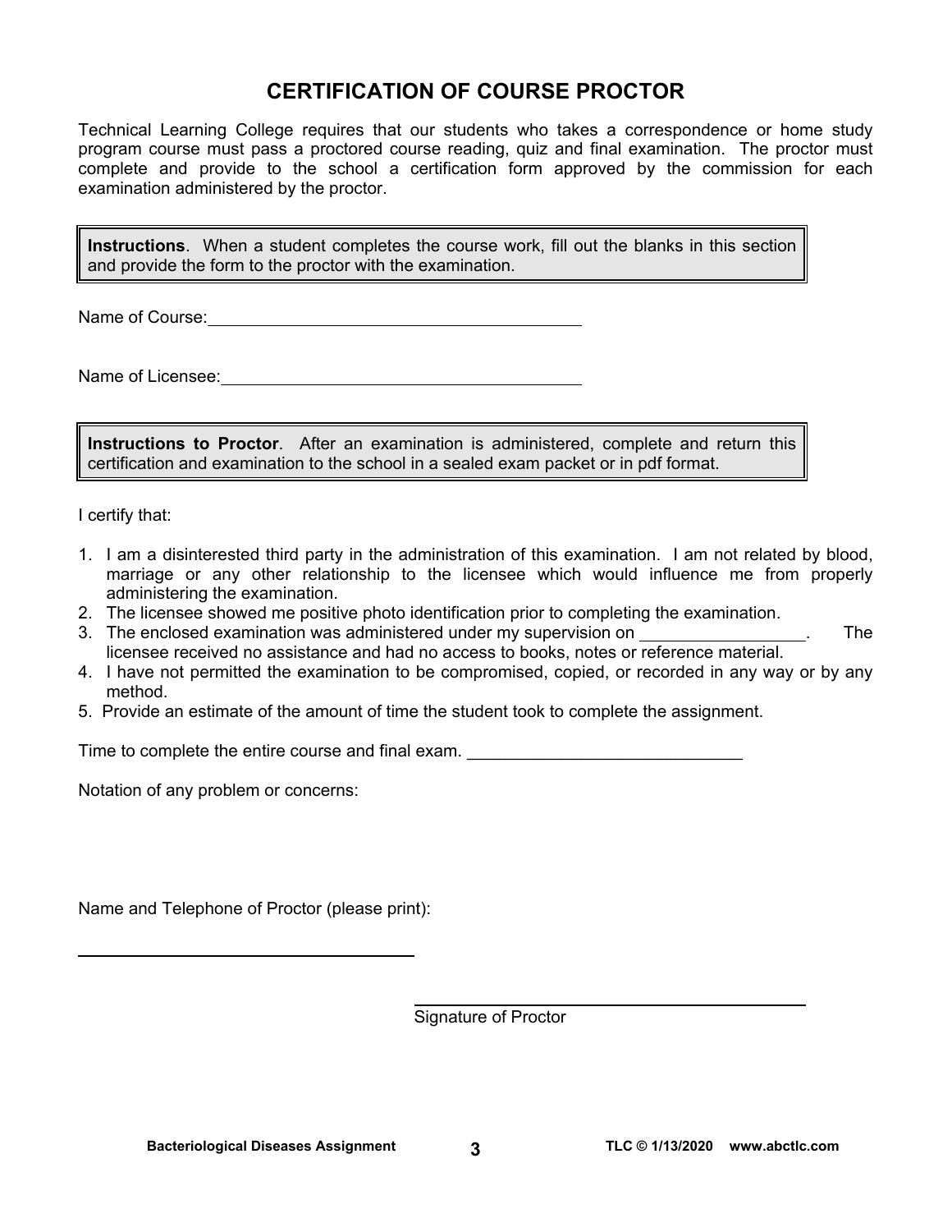# CERTIFICATION OF COURSE PROCTOR

Technical Learning College requires that our students who takes a correspondence or home study program course must pass a proctored course reading, quiz and final examination. The proctor must complete and provide to the school a certification form approved by the commission for each examination administered by the proctor.

> **Instructions**. When a student completes the course work, fill out the blanks in this section and provide the form to the proctor with the examination.

Name of Course: ______________________________________

Name of Licensee: ____________________________________

> **Instructions to Proctor**. After an examination is administered, complete and return this certification and examination to the school in a sealed exam packet or in pdf format.

I certify that:

1. I am a disinterested third party in the administration of this examination. I am not related by blood, marriage or any other relationship to the licensee which would influence me from properly administering the examination.
2. The licensee showed me positive photo identification prior to completing the examination.
3. The enclosed examination was administered under my supervision on ________________. The licensee received no assistance and had no access to books, notes or reference material.
4. I have not permitted the examination to be compromised, copied, or recorded in any way or by any method.
5. Provide an estimate of the amount of time the student took to complete the assignment.

Time to complete the entire course and final exam. _____________________________

Notation of any problem or concerns:

Name and Telephone of Proctor (please print):

____________________________________

____________________________________
Signature of Proctor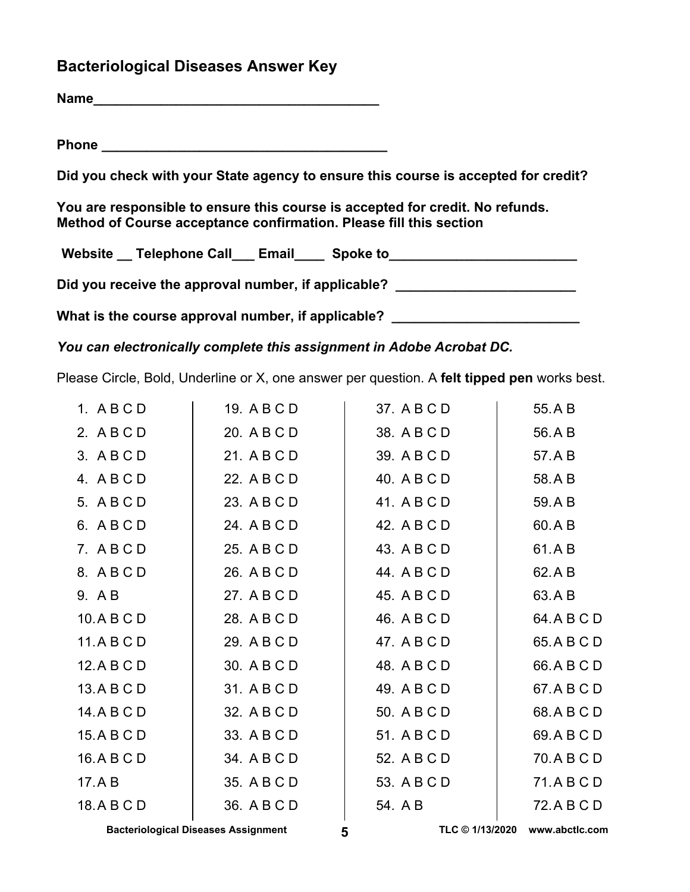## Bacteriological Diseases Answer Key

**Name______________________________________**

**Phone ______________________________________**

**Did you check with your State agency to ensure this course is accepted for credit?**

**You are responsible to ensure this course is accepted for credit. No refunds.**
**Method of Course acceptance confirmation. Please fill this section**

**Website __ Telephone Call___ Email____ Spoke to________________________**

**Did you receive the approval number, if applicable? ________________________**

**What is the course approval number, if applicable? ________________________**

***You can electronically complete this assignment in Adobe Acrobat DC.***

Please Circle, Bold, Underline or X, one answer per question. A **felt tipped pen** works best.

| | | | |
|---|---|---|---|
| 1. A B C D | 19. A B C D | 37. A B C D | 55. A B |
| 2. A B C D | 20. A B C D | 38. A B C D | 56. A B |
| 3. A B C D | 21. A B C D | 39. A B C D | 57. A B |
| 4. A B C D | 22. A B C D | 40. A B C D | 58. A B |
| 5. A B C D | 23. A B C D | 41. A B C D | 59. A B |
| 6. A B C D | 24. A B C D | 42. A B C D | 60. A B |
| 7. A B C D | 25. A B C D | 43. A B C D | 61. A B |
| 8. A B C D | 26. A B C D | 44. A B C D | 62. A B |
| 9. A B | 27. A B C D | 45. A B C D | 63. A B |
| 10. A B C D | 28. A B C D | 46. A B C D | 64. A B C D |
| 11. A B C D | 29. A B C D | 47. A B C D | 65. A B C D |
| 12. A B C D | 30. A B C D | 48. A B C D | 66. A B C D |
| 13. A B C D | 31. A B C D | 49. A B C D | 67. A B C D |
| 14. A B C D | 32. A B C D | 50. A B C D | 68. A B C D |
| 15. A B C D | 33. A B C D | 51. A B C D | 69. A B C D |
| 16. A B C D | 34. A B C D | 52. A B C D | 70. A B C D |
| 17. A B | 35. A B C D | 53. A B C D | 71. A B C D |
| 18. A B C D | 36. A B C D | 54. A B | 72. A B C D |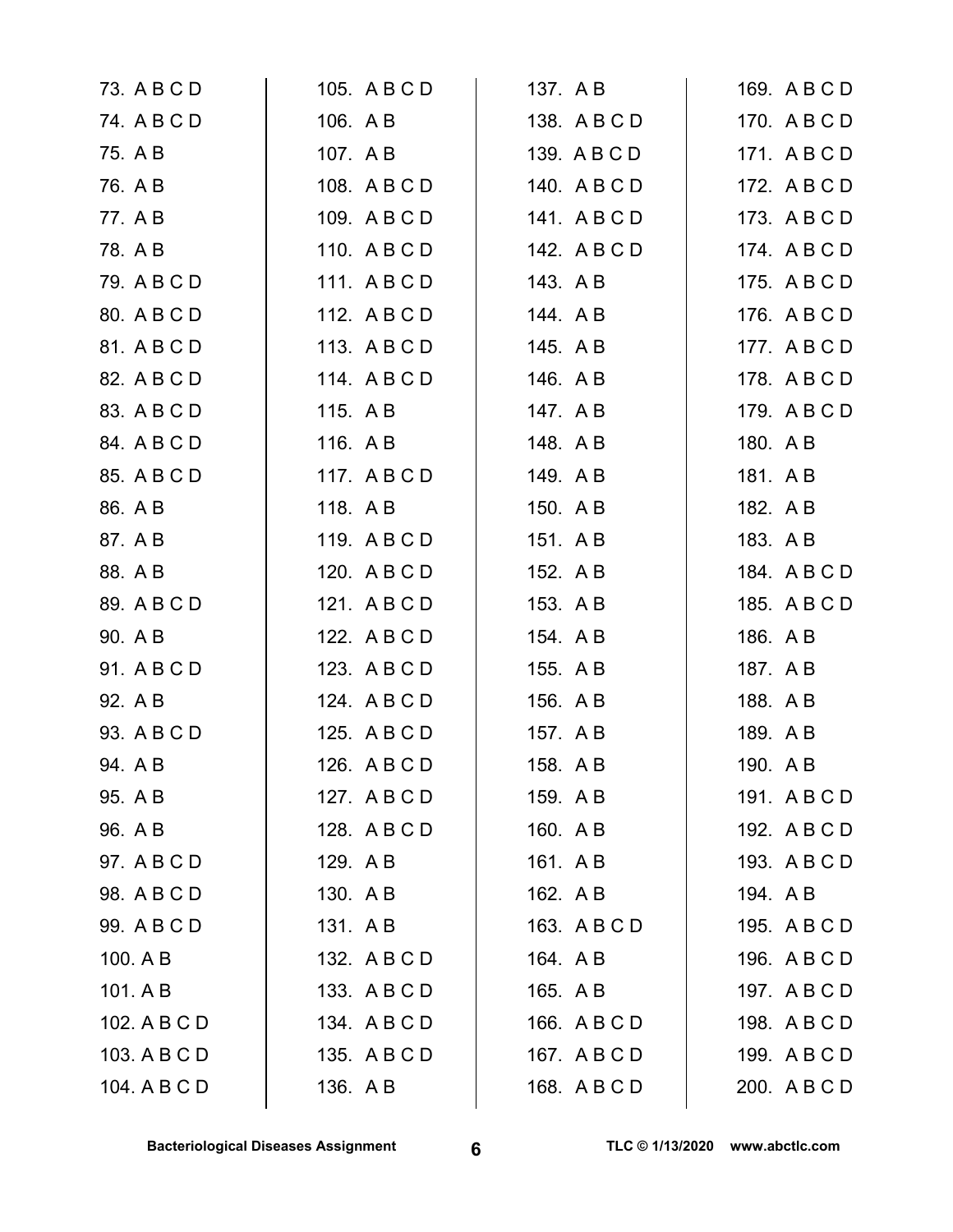73. A B C D
74. A B C D
75. A B
76. A B
77. A B
78. A B
79. A B C D
80. A B C D
81. A B C D
82. A B C D
83. A B C D
84. A B C D
85. A B C D
86. A B
87. A B
88. A B
89. A B C D
90. A B
91. A B C D
92. A B
93. A B C D
94. A B
95. A B
96. A B
97. A B C D
98. A B C D
99. A B C D
100. A B
101. A B
102. A B C D
103. A B C D
104. A B C D
105. A B C D
106. A B
107. A B
108. A B C D
109. A B C D
110. A B C D
111. A B C D
112. A B C D
113. A B C D
114. A B C D
115. A B
116. A B
117. A B C D
118. A B
119. A B C D
120. A B C D
121. A B C D
122. A B C D
123. A B C D
124. A B C D
125. A B C D
126. A B C D
127. A B C D
128. A B C D
129. A B
130. A B
131. A B
132. A B C D
133. A B C D
134. A B C D
135. A B C D
136. A B
137. A B
138. A B C D
139. A B C D
140. A B C D
141. A B C D
142. A B C D
143. A B
144. A B
145. A B
146. A B
147. A B
148. A B
149. A B
150. A B
151. A B
152. A B
153. A B
154. A B
155. A B
156. A B
157. A B
158. A B
159. A B
160. A B
161. A B
162. A B
163. A B C D
164. A B
165. A B
166. A B C D
167. A B C D
168. A B C D
169. A B C D
170. A B C D
171. A B C D
172. A B C D
173. A B C D
174. A B C D
175. A B C D
176. A B C D
177. A B C D
178. A B C D
179. A B C D
180. A B
181. A B
182. A B
183. A B
184. A B C D
185. A B C D
186. A B
187. A B
188. A B
189. A B
190. A B
191. A B C D
192. A B C D
193. A B C D
194. A B
195. A B C D
196. A B C D
197. A B C D
198. A B C D
199. A B C D
200. A B C D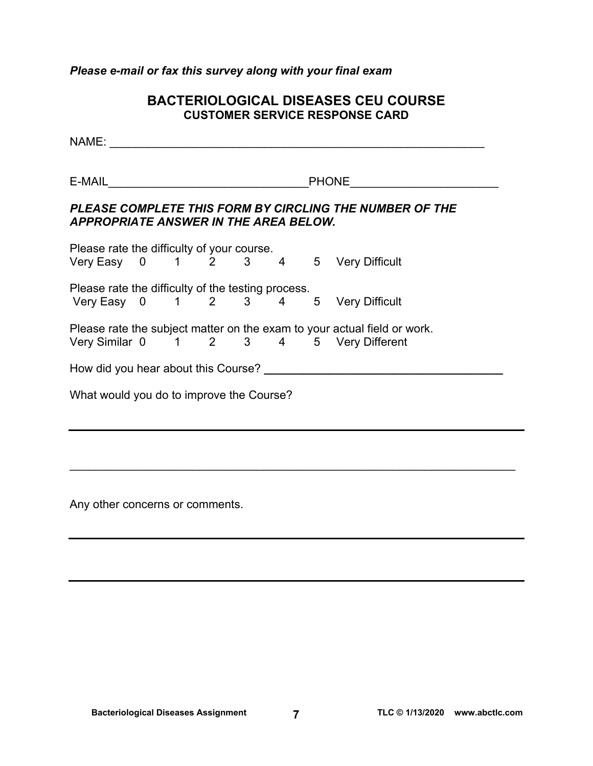***Please e-mail or fax this survey along with your final exam***

## BACTERIOLOGICAL DISEASES CEU COURSE
### CUSTOMER SERVICE RESPONSE CARD

NAME: _______________________________________________________________

E-MAIL_________________________________PHONE_______________________

***PLEASE COMPLETE THIS FORM BY CIRCLING THE NUMBER OF THE APPROPRIATE ANSWER IN THE AREA BELOW.***

Please rate the difficulty of your course.
Very Easy 0 1 2 3 4 5 Very Difficult

Please rate the difficulty of the testing process.
Very Easy 0 1 2 3 4 5 Very Difficult

Please rate the subject matter on the exam to your actual field or work.
Very Similar 0 1 2 3 4 5 Very Different

How did you hear about this Course? ____________________________________

What would you do to improve the Course?

_____________________________________________________________________

_____________________________________________________________________

Any other concerns or comments.

_____________________________________________________________________

_____________________________________________________________________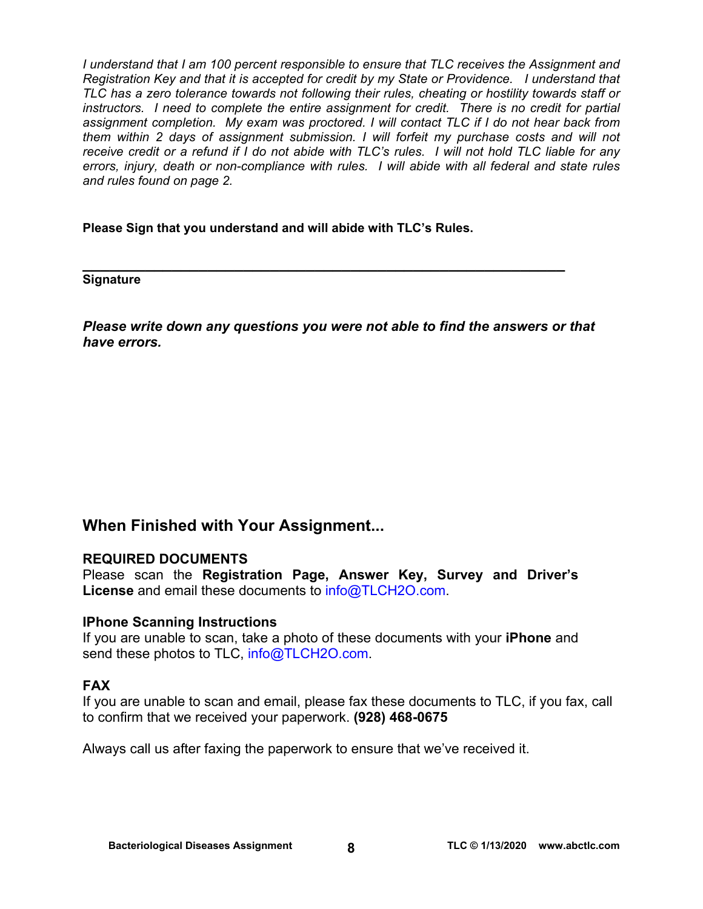*I understand that I am 100 percent responsible to ensure that TLC receives the Assignment and Registration Key and that it is accepted for credit by my State or Providence. I understand that TLC has a zero tolerance towards not following their rules, cheating or hostility towards staff or instructors. I need to complete the entire assignment for credit. There is no credit for partial assignment completion. My exam was proctored. I will contact TLC if I do not hear back from them within 2 days of assignment submission. I will forfeit my purchase costs and will not receive credit or a refund if I do not abide with TLC's rules. I will not hold TLC liable for any errors, injury, death or non-compliance with rules. I will abide with all federal and state rules and rules found on page 2.*

**Please Sign that you understand and will abide with TLC's Rules.**

_________________________________________________________________

**Signature**

***Please write down any questions you were not able to find the answers or that have errors.***

## When Finished with Your Assignment...

**REQUIRED DOCUMENTS**

Please scan the **Registration Page, Answer Key, Survey and Driver's License** and email these documents to info@TLCH2O.com.

**IPhone Scanning Instructions**

If you are unable to scan, take a photo of these documents with your **iPhone** and send these photos to TLC, info@TLCH2O.com.

**FAX**

If you are unable to scan and email, please fax these documents to TLC, if you fax, call to confirm that we received your paperwork. **(928) 468-0675**

Always call us after faxing the paperwork to ensure that we've received it.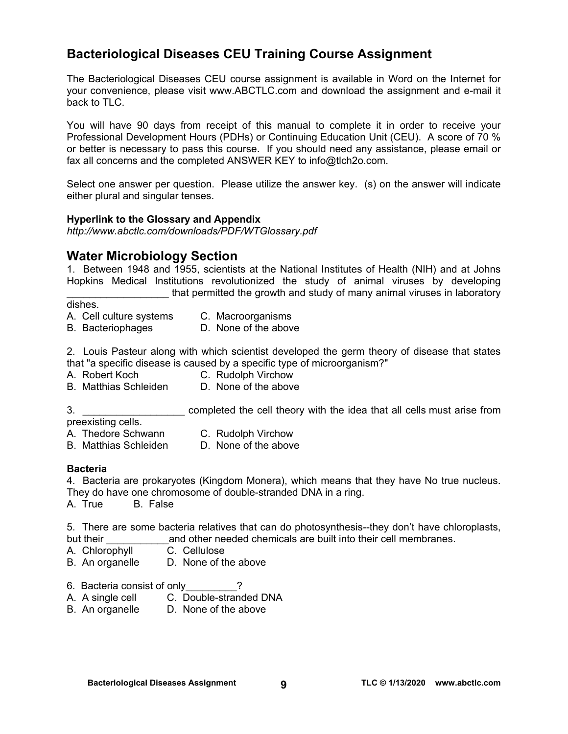## Bacteriological Diseases CEU Training Course Assignment

The Bacteriological Diseases CEU course assignment is available in Word on the Internet for your convenience, please visit www.ABCTLC.com and download the assignment and e-mail it back to TLC.

You will have 90 days from receipt of this manual to complete it in order to receive your Professional Development Hours (PDHs) or Continuing Education Unit (CEU). A score of 70 % or better is necessary to pass this course. If you should need any assistance, please email or fax all concerns and the completed ANSWER KEY to info@tlch2o.com.

Select one answer per question. Please utilize the answer key. (s) on the answer will indicate either plural and singular tenses.

**Hyperlink to the Glossary and Appendix**
*http://www.abctlc.com/downloads/PDF/WTGlossary.pdf*

## Water Microbiology Section

1. Between 1948 and 1955, scientists at the National Institutes of Health (NIH) and at Johns Hopkins Medical Institutions revolutionized the study of animal viruses by developing __________________ that permitted the growth and study of many animal viruses in laboratory dishes.
A. Cell culture systems
B. Bacteriophages
C. Macroorganisms
D. None of the above

2. Louis Pasteur along with which scientist developed the germ theory of disease that states that "a specific disease is caused by a specific type of microorganism?"
A. Robert Koch
B. Matthias Schleiden
C. Rudolph Virchow
D. None of the above

3. __________________ completed the cell theory with the idea that all cells must arise from preexisting cells.
A. Thedore Schwann
B. Matthias Schleiden
C. Rudolph Virchow
D. None of the above

**Bacteria**

4. Bacteria are prokaryotes (Kingdom Monera), which means that they have No true nucleus. They do have one chromosome of double-stranded DNA in a ring.
A. True B. False

5. There are some bacteria relatives that can do photosynthesis--they don't have chloroplasts, but their ___________and other needed chemicals are built into their cell membranes.
A. Chlorophyll
B. An organelle
C. Cellulose
D. None of the above

6. Bacteria consist of only_________?
A. A single cell
B. An organelle
C. Double-stranded DNA
D. None of the above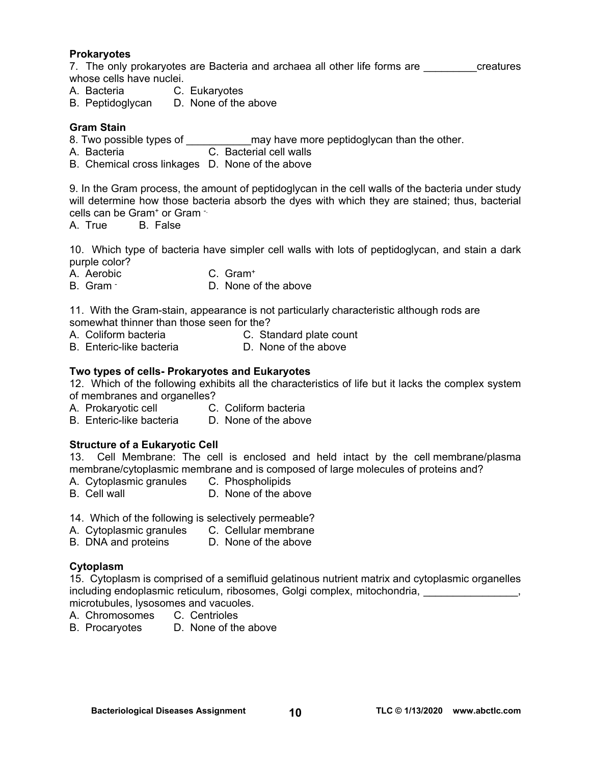**Prokaryotes**

7. The only prokaryotes are Bacteria and archaea all other life forms are _________creatures whose cells have nuclei.

A. Bacteria C. Eukaryotes
B. Peptidoglycan D. None of the above

**Gram Stain**

8. Two possible types of ___________may have more peptidoglycan than the other.

A. Bacteria C. Bacterial cell walls
B. Chemical cross linkages D. None of the above

9. In the Gram process, the amount of peptidoglycan in the cell walls of the bacteria under study will determine how those bacteria absorb the dyes with which they are stained; thus, bacterial cells can be Gram$^+$ or Gram $^-$.

A. True B. False

10. Which type of bacteria have simpler cell walls with lots of peptidoglycan, and stain a dark purple color?

A. Aerobic C. Gram$^+$
B. Gram $^-$ D. None of the above

11. With the Gram-stain, appearance is not particularly characteristic although rods are somewhat thinner than those seen for the?

A. Coliform bacteria C. Standard plate count
B. Enteric-like bacteria D. None of the above

**Two types of cells- Prokaryotes and Eukaryotes**

12. Which of the following exhibits all the characteristics of life but it lacks the complex system of membranes and organelles?

A. Prokaryotic cell C. Coliform bacteria
B. Enteric-like bacteria D. None of the above

**Structure of a Eukaryotic Cell**

13. Cell Membrane: The cell is enclosed and held intact by the cell membrane/plasma membrane/cytoplasmic membrane and is composed of large molecules of proteins and?

A. Cytoplasmic granules C. Phospholipids
B. Cell wall D. None of the above

14. Which of the following is selectively permeable?

A. Cytoplasmic granules C. Cellular membrane
B. DNA and proteins D. None of the above

**Cytoplasm**

15. Cytoplasm is comprised of a semifluid gelatinous nutrient matrix and cytoplasmic organelles including endoplasmic reticulum, ribosomes, Golgi complex, mitochondria, ________________, microtubules, lysosomes and vacuoles.

A. Chromosomes C. Centrioles
B. Procaryotes D. None of the above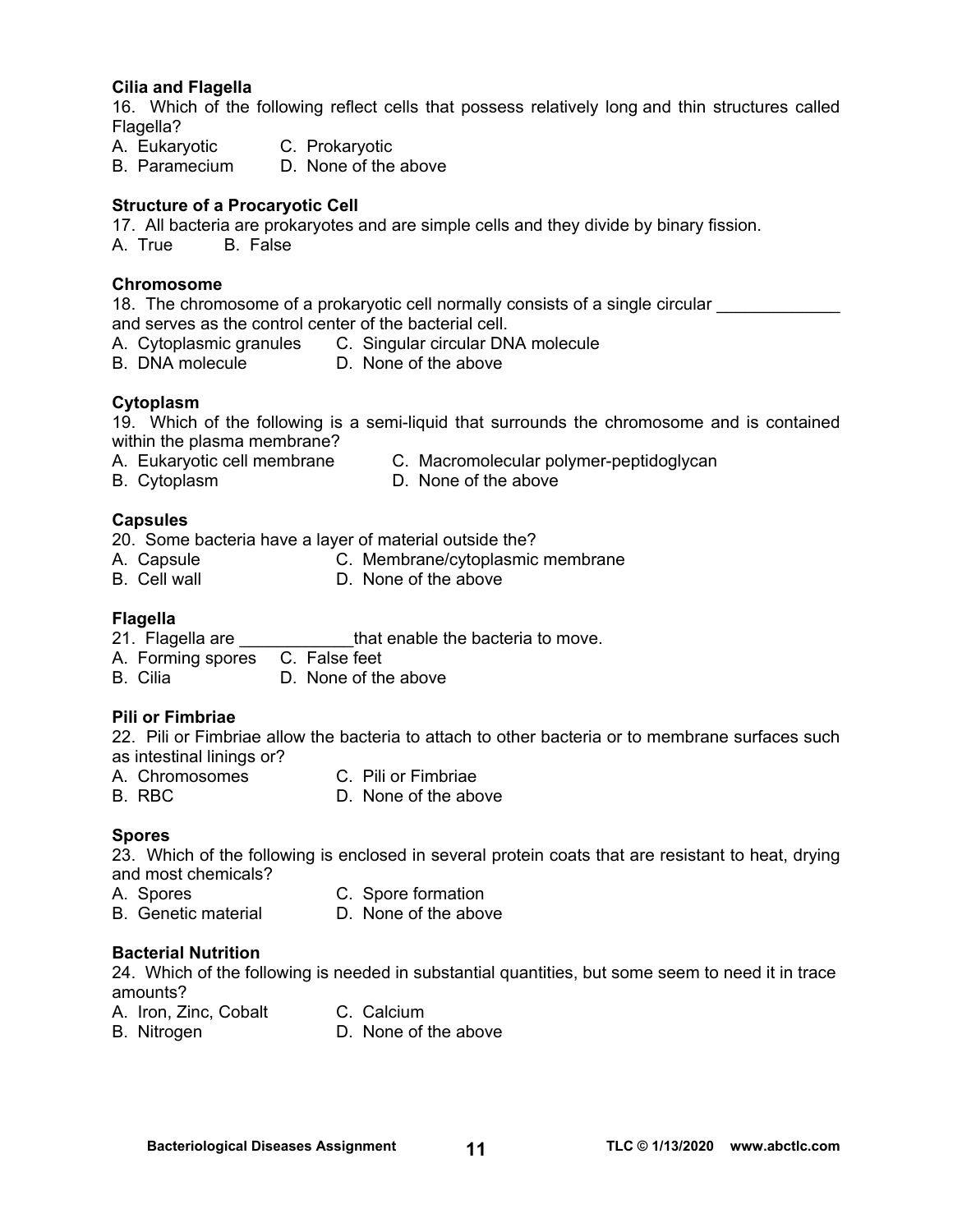**Cilia and Flagella**

16. Which of the following reflect cells that possess relatively long and thin structures called Flagella?

A. Eukaryotic
B. Paramecium
C. Prokaryotic
D. None of the above

**Structure of a Procaryotic Cell**

17. All bacteria are prokaryotes and are simple cells and they divide by binary fission.

A. True
B. False

**Chromosome**

18. The chromosome of a prokaryotic cell normally consists of a single circular _____________ and serves as the control center of the bacterial cell.

A. Cytoplasmic granules
B. DNA molecule
C. Singular circular DNA molecule
D. None of the above

**Cytoplasm**

19. Which of the following is a semi-liquid that surrounds the chromosome and is contained within the plasma membrane?

A. Eukaryotic cell membrane
B. Cytoplasm
C. Macromolecular polymer-peptidoglycan
D. None of the above

**Capsules**

20. Some bacteria have a layer of material outside the?

A. Capsule
B. Cell wall
C. Membrane/cytoplasmic membrane
D. None of the above

**Flagella**

21. Flagella are ____________that enable the bacteria to move.

A. Forming spores
B. Cilia
C. False feet
D. None of the above

**Pili or Fimbriae**

22. Pili or Fimbriae allow the bacteria to attach to other bacteria or to membrane surfaces such as intestinal linings or?

A. Chromosomes
B. RBC
C. Pili or Fimbriae
D. None of the above

**Spores**

23. Which of the following is enclosed in several protein coats that are resistant to heat, drying and most chemicals?

A. Spores
B. Genetic material
C. Spore formation
D. None of the above

**Bacterial Nutrition**

24. Which of the following is needed in substantial quantities, but some seem to need it in trace amounts?

A. Iron, Zinc, Cobalt
B. Nitrogen
C. Calcium
D. None of the above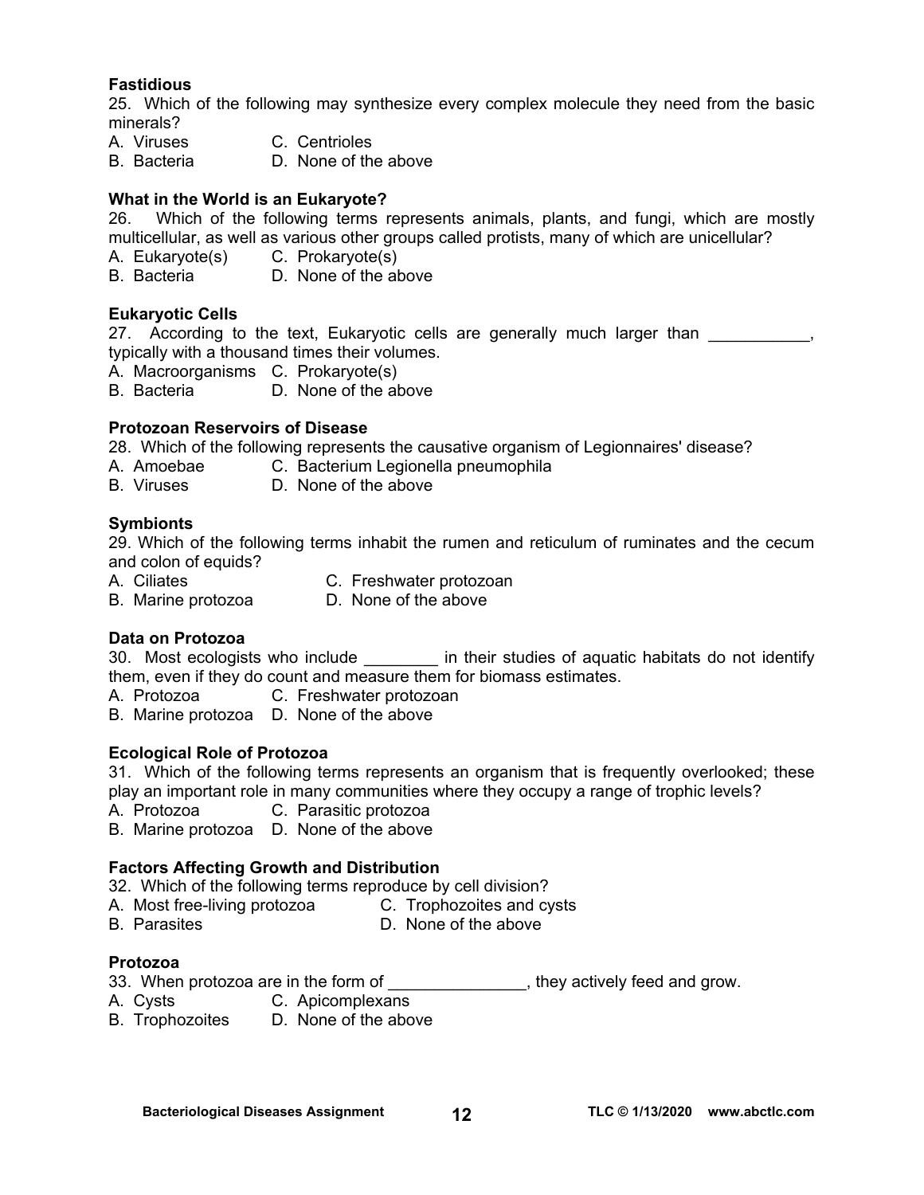**Fastidious**

25. Which of the following may synthesize every complex molecule they need from the basic minerals?

A. Viruses  C. Centrioles
B. Bacteria  D. None of the above

**What in the World is an Eukaryote?**

26. Which of the following terms represents animals, plants, and fungi, which are mostly multicellular, as well as various other groups called protists, many of which are unicellular?

A. Eukaryote(s)  C. Prokaryote(s)
B. Bacteria  D. None of the above

**Eukaryotic Cells**

27. According to the text, Eukaryotic cells are generally much larger than ___________, typically with a thousand times their volumes.

A. Macroorganisms  C. Prokaryote(s)
B. Bacteria  D. None of the above

**Protozoan Reservoirs of Disease**

28. Which of the following represents the causative organism of Legionnaires' disease?

A. Amoebae  C. Bacterium Legionella pneumophila
B. Viruses  D. None of the above

**Symbionts**

29. Which of the following terms inhabit the rumen and reticulum of ruminates and the cecum and colon of equids?

A. Ciliates  C. Freshwater protozoan
B. Marine protozoa  D. None of the above

**Data on Protozoa**

30. Most ecologists who include ________ in their studies of aquatic habitats do not identify them, even if they do count and measure them for biomass estimates.

A. Protozoa  C. Freshwater protozoan
B. Marine protozoa  D. None of the above

**Ecological Role of Protozoa**

31. Which of the following terms represents an organism that is frequently overlooked; these play an important role in many communities where they occupy a range of trophic levels?

A. Protozoa  C. Parasitic protozoa
B. Marine protozoa  D. None of the above

**Factors Affecting Growth and Distribution**

32. Which of the following terms reproduce by cell division?

A. Most free-living protozoa  C. Trophozoites and cysts
B. Parasites  D. None of the above

**Protozoa**

33. When protozoa are in the form of _______________, they actively feed and grow.

A. Cysts  C. Apicomplexans
B. Trophozoites  D. None of the above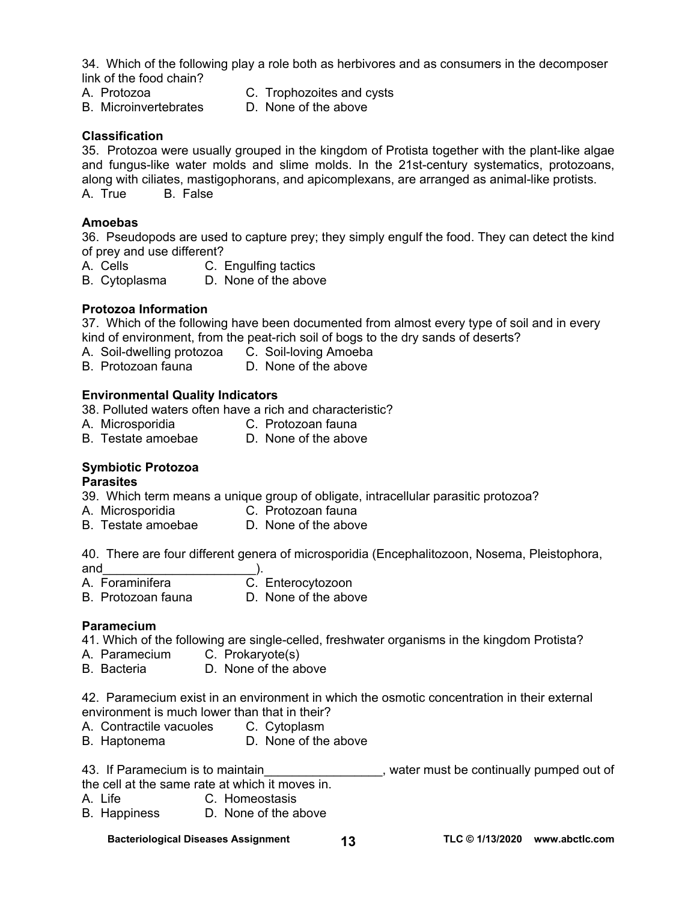34. Which of the following play a role both as herbivores and as consumers in the decomposer link of the food chain?

A. Protozoa  C. Trophozoites and cysts
B. Microinvertebrates  D. None of the above

**Classification**

35. Protozoa were usually grouped in the kingdom of Protista together with the plant-like algae and fungus-like water molds and slime molds. In the 21st-century systematics, protozoans, along with ciliates, mastigophorans, and apicomplexans, are arranged as animal-like protists.

A. True  B. False

**Amoebas**

36. Pseudopods are used to capture prey; they simply engulf the food. They can detect the kind of prey and use different?

A. Cells  C. Engulfing tactics
B. Cytoplasma  D. None of the above

**Protozoa Information**

37. Which of the following have been documented from almost every type of soil and in every kind of environment, from the peat-rich soil of bogs to the dry sands of deserts?

A. Soil-dwelling protozoa  C. Soil-loving Amoeba
B. Protozoan fauna  D. None of the above

**Environmental Quality Indicators**

38. Polluted waters often have a rich and characteristic?

A. Microsporidia  C. Protozoan fauna
B. Testate amoebae  D. None of the above

**Symbiotic Protozoa**

**Parasites**

39. Which term means a unique group of obligate, intracellular parasitic protozoa?

A. Microsporidia  C. Protozoan fauna
B. Testate amoebae  D. None of the above

40. There are four different genera of microsporidia (Encephalitozoon, Nosema, Pleistophora, and______________________).

A. Foraminifera  C. Enterocytozoon
B. Protozoan fauna  D. None of the above

**Paramecium**

41. Which of the following are single-celled, freshwater organisms in the kingdom Protista?

A. Paramecium  C. Prokaryote(s)
B. Bacteria  D. None of the above

42. Paramecium exist in an environment in which the osmotic concentration in their external environment is much lower than that in their?

A. Contractile vacuoles  C. Cytoplasm
B. Haptonema  D. None of the above

43. If Paramecium is to maintain_________________, water must be continually pumped out of the cell at the same rate at which it moves in.

A. Life  C. Homeostasis
B. Happiness  D. None of the above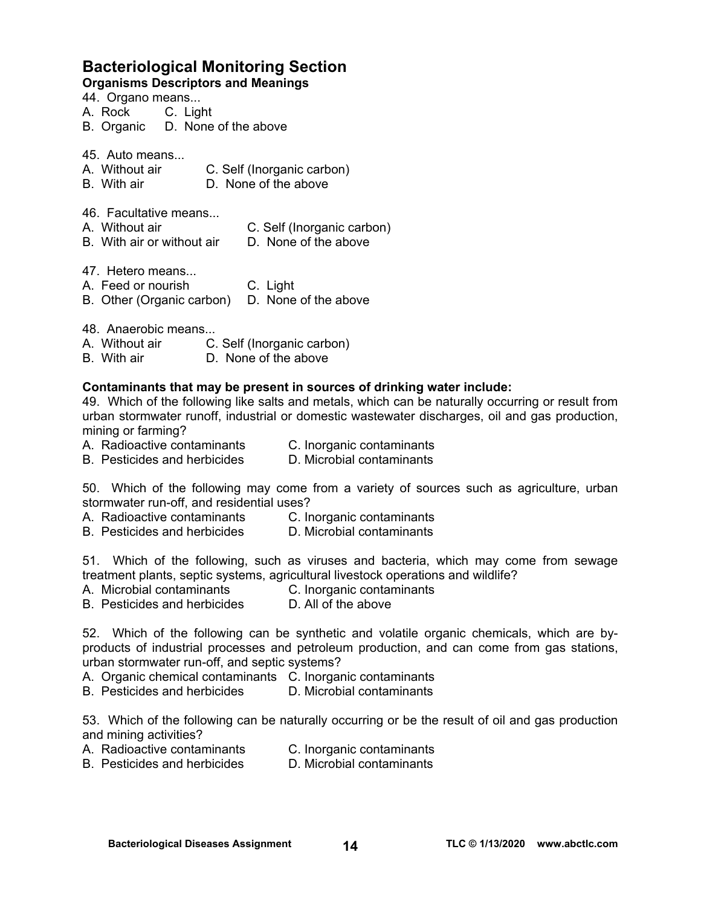## Bacteriological Monitoring Section

### Organisms Descriptors and Meanings

44. Organo means...
A. Rock C. Light
B. Organic D. None of the above

45. Auto means...
A. Without air C. Self (Inorganic carbon)
B. With air D. None of the above

46. Facultative means...
A. Without air C. Self (Inorganic carbon)
B. With air or without air D. None of the above

47. Hetero means...
A. Feed or nourish C. Light
B. Other (Organic carbon) D. None of the above

48. Anaerobic means...
A. Without air C. Self (Inorganic carbon)
B. With air D. None of the above

**Contaminants that may be present in sources of drinking water include:**

49. Which of the following like salts and metals, which can be naturally occurring or result from urban stormwater runoff, industrial or domestic wastewater discharges, oil and gas production, mining or farming?
A. Radioactive contaminants C. Inorganic contaminants
B. Pesticides and herbicides D. Microbial contaminants

50. Which of the following may come from a variety of sources such as agriculture, urban stormwater run-off, and residential uses?
A. Radioactive contaminants C. Inorganic contaminants
B. Pesticides and herbicides D. Microbial contaminants

51. Which of the following, such as viruses and bacteria, which may come from sewage treatment plants, septic systems, agricultural livestock operations and wildlife?
A. Microbial contaminants C. Inorganic contaminants
B. Pesticides and herbicides D. All of the above

52. Which of the following can be synthetic and volatile organic chemicals, which are by-products of industrial processes and petroleum production, and can come from gas stations, urban stormwater run-off, and septic systems?
A. Organic chemical contaminants C. Inorganic contaminants
B. Pesticides and herbicides D. Microbial contaminants

53. Which of the following can be naturally occurring or be the result of oil and gas production and mining activities?
A. Radioactive contaminants C. Inorganic contaminants
B. Pesticides and herbicides D. Microbial contaminants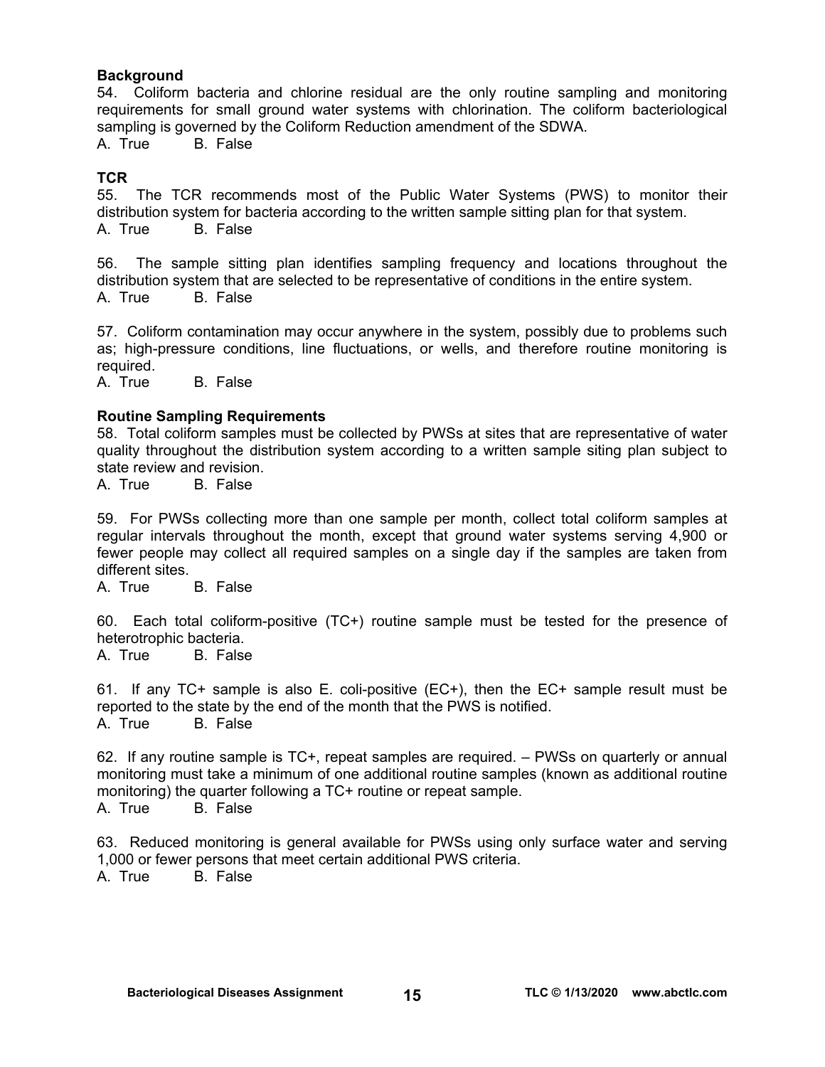**Background**

54. Coliform bacteria and chlorine residual are the only routine sampling and monitoring requirements for small ground water systems with chlorination. The coliform bacteriological sampling is governed by the Coliform Reduction amendment of the SDWA.
A. True B. False

**TCR**

55. The TCR recommends most of the Public Water Systems (PWS) to monitor their distribution system for bacteria according to the written sample sitting plan for that system.
A. True B. False

56. The sample sitting plan identifies sampling frequency and locations throughout the distribution system that are selected to be representative of conditions in the entire system.
A. True B. False

57. Coliform contamination may occur anywhere in the system, possibly due to problems such as; high-pressure conditions, line fluctuations, or wells, and therefore routine monitoring is required.
A. True B. False

**Routine Sampling Requirements**

58. Total coliform samples must be collected by PWSs at sites that are representative of water quality throughout the distribution system according to a written sample siting plan subject to state review and revision.
A. True B. False

59. For PWSs collecting more than one sample per month, collect total coliform samples at regular intervals throughout the month, except that ground water systems serving 4,900 or fewer people may collect all required samples on a single day if the samples are taken from different sites.
A. True B. False

60. Each total coliform-positive (TC+) routine sample must be tested for the presence of heterotrophic bacteria.
A. True B. False

61. If any TC+ sample is also E. coli-positive (EC+), then the EC+ sample result must be reported to the state by the end of the month that the PWS is notified.
A. True B. False

62. If any routine sample is TC+, repeat samples are required. – PWSs on quarterly or annual monitoring must take a minimum of one additional routine samples (known as additional routine monitoring) the quarter following a TC+ routine or repeat sample.
A. True B. False

63. Reduced monitoring is general available for PWSs using only surface water and serving 1,000 or fewer persons that meet certain additional PWS criteria.
A. True B. False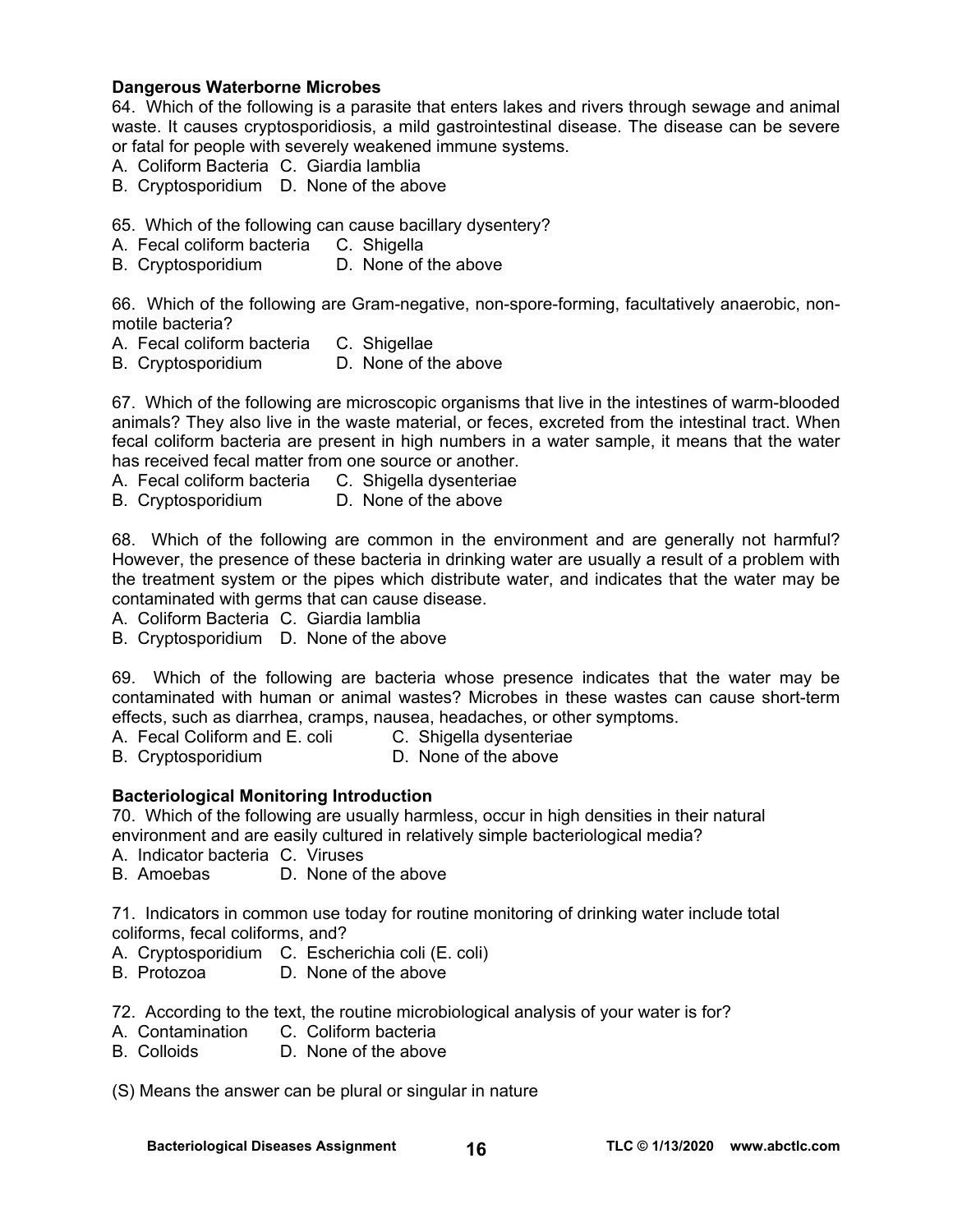**Dangerous Waterborne Microbes**

64. Which of the following is a parasite that enters lakes and rivers through sewage and animal waste. It causes cryptosporidiosis, a mild gastrointestinal disease. The disease can be severe or fatal for people with severely weakened immune systems.

A. Coliform Bacteria  C. Giardia lamblia
B. Cryptosporidium  D. None of the above

65. Which of the following can cause bacillary dysentery?

A. Fecal coliform bacteria  C. Shigella
B. Cryptosporidium  D. None of the above

66. Which of the following are Gram-negative, non-spore-forming, facultatively anaerobic, non-motile bacteria?

A. Fecal coliform bacteria  C. Shigellae
B. Cryptosporidium  D. None of the above

67. Which of the following are microscopic organisms that live in the intestines of warm-blooded animals? They also live in the waste material, or feces, excreted from the intestinal tract. When fecal coliform bacteria are present in high numbers in a water sample, it means that the water has received fecal matter from one source or another.

A. Fecal coliform bacteria  C. Shigella dysenteriae
B. Cryptosporidium  D. None of the above

68. Which of the following are common in the environment and are generally not harmful? However, the presence of these bacteria in drinking water are usually a result of a problem with the treatment system or the pipes which distribute water, and indicates that the water may be contaminated with germs that can cause disease.

A. Coliform Bacteria  C. Giardia lamblia
B. Cryptosporidium  D. None of the above

69. Which of the following are bacteria whose presence indicates that the water may be contaminated with human or animal wastes? Microbes in these wastes can cause short-term effects, such as diarrhea, cramps, nausea, headaches, or other symptoms.

A. Fecal Coliform and E. coli  C. Shigella dysenteriae
B. Cryptosporidium  D. None of the above

**Bacteriological Monitoring Introduction**

70. Which of the following are usually harmless, occur in high densities in their natural environment and are easily cultured in relatively simple bacteriological media?

A. Indicator bacteria  C. Viruses
B. Amoebas  D. None of the above

71. Indicators in common use today for routine monitoring of drinking water include total coliforms, fecal coliforms, and?

A. Cryptosporidium  C. Escherichia coli (E. coli)
B. Protozoa  D. None of the above

72. According to the text, the routine microbiological analysis of your water is for?

A. Contamination  C. Coliform bacteria
B. Colloids  D. None of the above

(S) Means the answer can be plural or singular in nature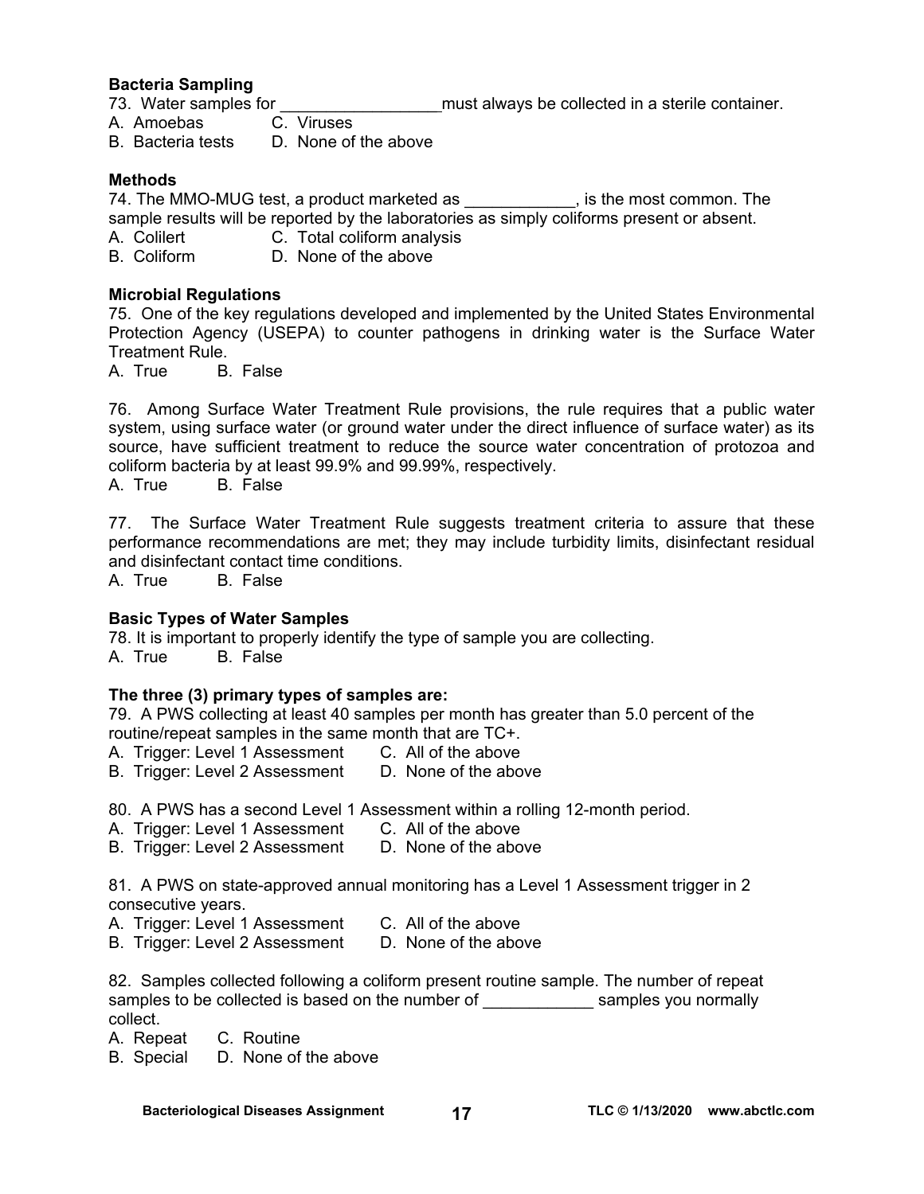**Bacteria Sampling**

73. Water samples for _________________must always be collected in a sterile container.

A. Amoebas  C. Viruses
B. Bacteria tests  D. None of the above

**Methods**

74. The MMO-MUG test, a product marketed as ____________, is the most common. The sample results will be reported by the laboratories as simply coliforms present or absent.

A. Colilert  C. Total coliform analysis
B. Coliform  D. None of the above

**Microbial Regulations**

75. One of the key regulations developed and implemented by the United States Environmental Protection Agency (USEPA) to counter pathogens in drinking water is the Surface Water Treatment Rule.

A. True  B. False

76. Among Surface Water Treatment Rule provisions, the rule requires that a public water system, using surface water (or ground water under the direct influence of surface water) as its source, have sufficient treatment to reduce the source water concentration of protozoa and coliform bacteria by at least 99.9% and 99.99%, respectively.

A. True  B. False

77. The Surface Water Treatment Rule suggests treatment criteria to assure that these performance recommendations are met; they may include turbidity limits, disinfectant residual and disinfectant contact time conditions.

A. True  B. False

**Basic Types of Water Samples**

78. It is important to properly identify the type of sample you are collecting.

A. True  B. False

**The three (3) primary types of samples are:**

79. A PWS collecting at least 40 samples per month has greater than 5.0 percent of the routine/repeat samples in the same month that are TC+.

A. Trigger: Level 1 Assessment  C. All of the above
B. Trigger: Level 2 Assessment  D. None of the above

80. A PWS has a second Level 1 Assessment within a rolling 12-month period.

A. Trigger: Level 1 Assessment  C. All of the above
B. Trigger: Level 2 Assessment  D. None of the above

81. A PWS on state-approved annual monitoring has a Level 1 Assessment trigger in 2 consecutive years.

A. Trigger: Level 1 Assessment  C. All of the above
B. Trigger: Level 2 Assessment  D. None of the above

82. Samples collected following a coliform present routine sample. The number of repeat samples to be collected is based on the number of ____________ samples you normally collect.

A. Repeat  C. Routine
B. Special  D. None of the above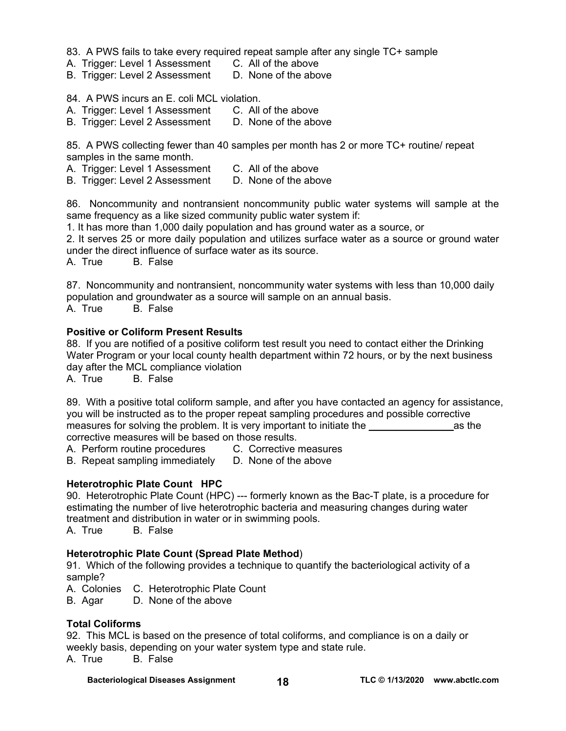83. A PWS fails to take every required repeat sample after any single TC+ sample
A. Trigger: Level 1 Assessment
B. Trigger: Level 2 Assessment
C. All of the above
D. None of the above

84. A PWS incurs an E. coli MCL violation.
A. Trigger: Level 1 Assessment
B. Trigger: Level 2 Assessment
C. All of the above
D. None of the above

85. A PWS collecting fewer than 40 samples per month has 2 or more TC+ routine/ repeat samples in the same month.
A. Trigger: Level 1 Assessment
B. Trigger: Level 2 Assessment
C. All of the above
D. None of the above

86. Noncommunity and nontransient noncommunity public water systems will sample at the same frequency as a like sized community public water system if:
1. It has more than 1,000 daily population and has ground water as a source, or
2. It serves 25 or more daily population and utilizes surface water as a source or ground water under the direct influence of surface water as its source.
A. True B. False

87. Noncommunity and nontransient, noncommunity water systems with less than 10,000 daily population and groundwater as a source will sample on an annual basis.
A. True B. False

**Positive or Coliform Present Results**

88. If you are notified of a positive coliform test result you need to contact either the Drinking Water Program or your local county health department within 72 hours, or by the next business day after the MCL compliance violation
A. True B. False

89. With a positive total coliform sample, and after you have contacted an agency for assistance, you will be instructed as to the proper repeat sampling procedures and possible corrective measures for solving the problem. It is very important to initiate the _______________ as the corrective measures will be based on those results.
A. Perform routine procedures
B. Repeat sampling immediately
C. Corrective measures
D. None of the above

**Heterotrophic Plate Count HPC**

90. Heterotrophic Plate Count (HPC) --- formerly known as the Bac-T plate, is a procedure for estimating the number of live heterotrophic bacteria and measuring changes during water treatment and distribution in water or in swimming pools.
A. True B. False

**Heterotrophic Plate Count (Spread Plate Method**)

91. Which of the following provides a technique to quantify the bacteriological activity of a sample?
A. Colonies
B. Agar
C. Heterotrophic Plate Count
D. None of the above

**Total Coliforms**

92. This MCL is based on the presence of total coliforms, and compliance is on a daily or weekly basis, depending on your water system type and state rule.
A. True B. False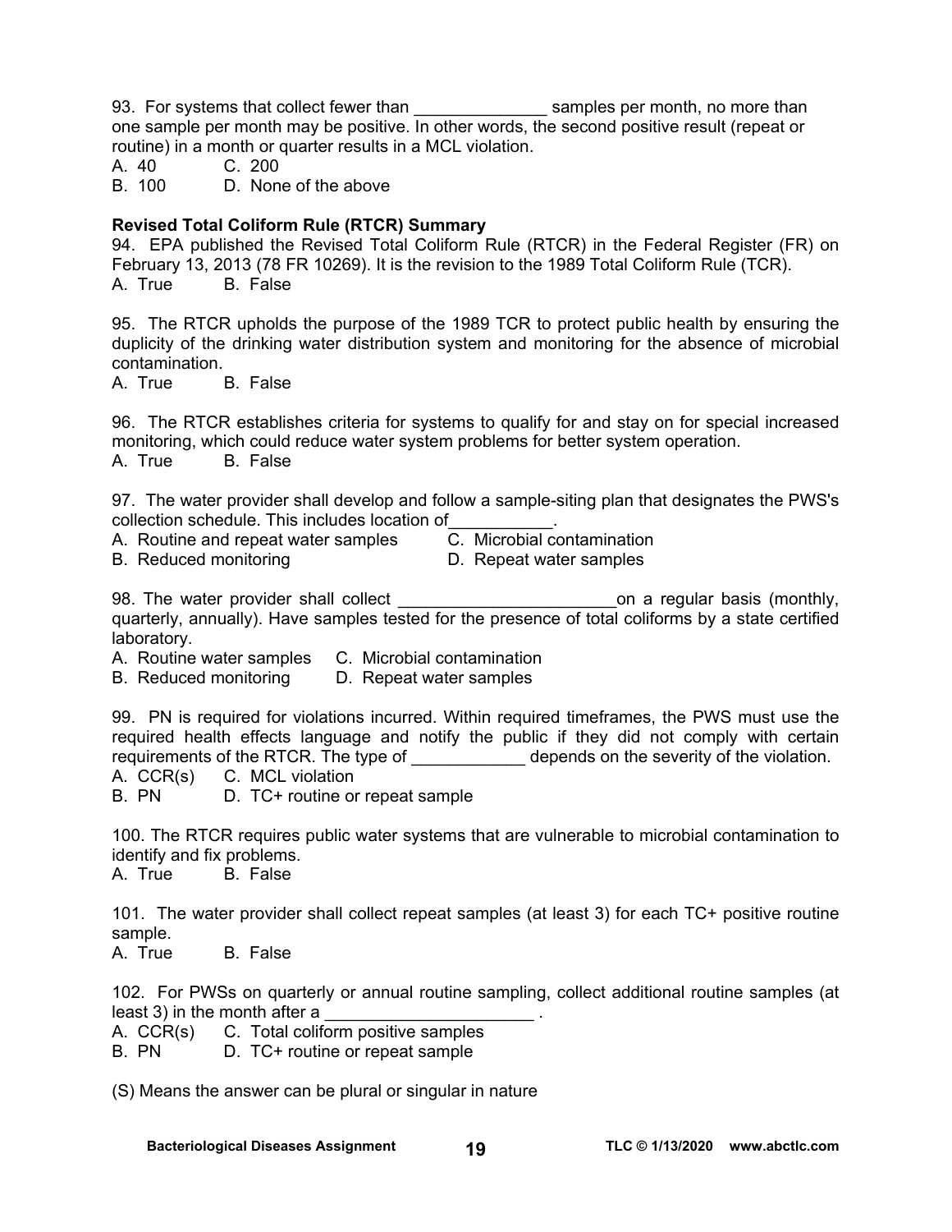93. For systems that collect fewer than ______________ samples per month, no more than one sample per month may be positive. In other words, the second positive result (repeat or routine) in a month or quarter results in a MCL violation.

A. 40  C. 200
B. 100  D. None of the above

**Revised Total Coliform Rule (RTCR) Summary**

94. EPA published the Revised Total Coliform Rule (RTCR) in the Federal Register (FR) on February 13, 2013 (78 FR 10269). It is the revision to the 1989 Total Coliform Rule (TCR).

A. True  B. False

95. The RTCR upholds the purpose of the 1989 TCR to protect public health by ensuring the duplicity of the drinking water distribution system and monitoring for the absence of microbial contamination.

A. True  B. False

96. The RTCR establishes criteria for systems to qualify for and stay on for special increased monitoring, which could reduce water system problems for better system operation.

A. True  B. False

97. The water provider shall develop and follow a sample-siting plan that designates the PWS's collection schedule. This includes location of___________.

A. Routine and repeat water samples  C. Microbial contamination
B. Reduced monitoring  D. Repeat water samples

98. The water provider shall collect _______________________on a regular basis (monthly, quarterly, annually). Have samples tested for the presence of total coliforms by a state certified laboratory.

A. Routine water samples  C. Microbial contamination
B. Reduced monitoring  D. Repeat water samples

99. PN is required for violations incurred. Within required timeframes, the PWS must use the required health effects language and notify the public if they did not comply with certain requirements of the RTCR. The type of ____________ depends on the severity of the violation.

A. CCR(s)  C. MCL violation
B. PN  D. TC+ routine or repeat sample

100. The RTCR requires public water systems that are vulnerable to microbial contamination to identify and fix problems.

A. True  B. False

101. The water provider shall collect repeat samples (at least 3) for each TC+ positive routine sample.

A. True  B. False

102. For PWSs on quarterly or annual routine sampling, collect additional routine samples (at least 3) in the month after a ______________________ .

A. CCR(s)  C. Total coliform positive samples
B. PN  D. TC+ routine or repeat sample

(S) Means the answer can be plural or singular in nature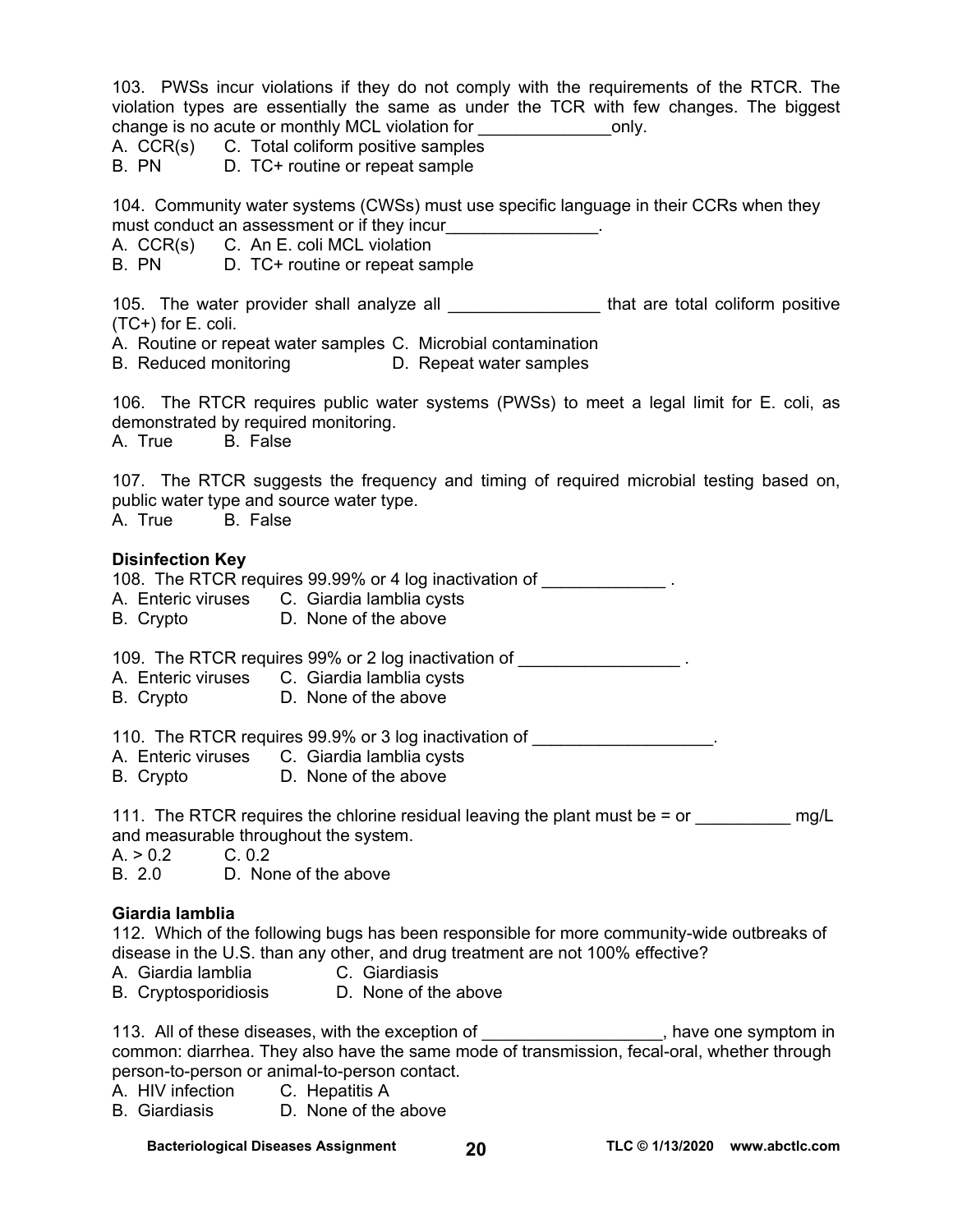103. PWSs incur violations if they do not comply with the requirements of the RTCR. The violation types are essentially the same as under the TCR with few changes. The biggest change is no acute or monthly MCL violation for ______________only.

A. CCR(s) C. Total coliform positive samples
B. PN D. TC+ routine or repeat sample

104. Community water systems (CWSs) must use specific language in their CCRs when they must conduct an assessment or if they incur________________.

A. CCR(s) C. An E. coli MCL violation
B. PN D. TC+ routine or repeat sample

105. The water provider shall analyze all ________________ that are total coliform positive (TC+) for E. coli.

A. Routine or repeat water samples C. Microbial contamination
B. Reduced monitoring D. Repeat water samples

106. The RTCR requires public water systems (PWSs) to meet a legal limit for E. coli, as demonstrated by required monitoring.

A. True B. False

107. The RTCR suggests the frequency and timing of required microbial testing based on, public water type and source water type.

A. True B. False

**Disinfection Key**

108. The RTCR requires 99.99% or 4 log inactivation of _____________ .

A. Enteric viruses C. Giardia lamblia cysts
B. Crypto D. None of the above

109. The RTCR requires 99% or 2 log inactivation of _________________ .

A. Enteric viruses C. Giardia lamblia cysts
B. Crypto D. None of the above

110. The RTCR requires 99.9% or 3 log inactivation of ___________________.

A. Enteric viruses C. Giardia lamblia cysts
B. Crypto D. None of the above

111. The RTCR requires the chlorine residual leaving the plant must be = or __________ mg/L and measurable throughout the system.

A. > 0.2 C. 0.2
B. 2.0 D. None of the above

**Giardia lamblia**

112. Which of the following bugs has been responsible for more community-wide outbreaks of disease in the U.S. than any other, and drug treatment are not 100% effective?

A. Giardia lamblia C. Giardiasis
B. Cryptosporidiosis D. None of the above

113. All of these diseases, with the exception of ___________________, have one symptom in common: diarrhea. They also have the same mode of transmission, fecal-oral, whether through person-to-person or animal-to-person contact.

A. HIV infection C. Hepatitis A
B. Giardiasis D. None of the above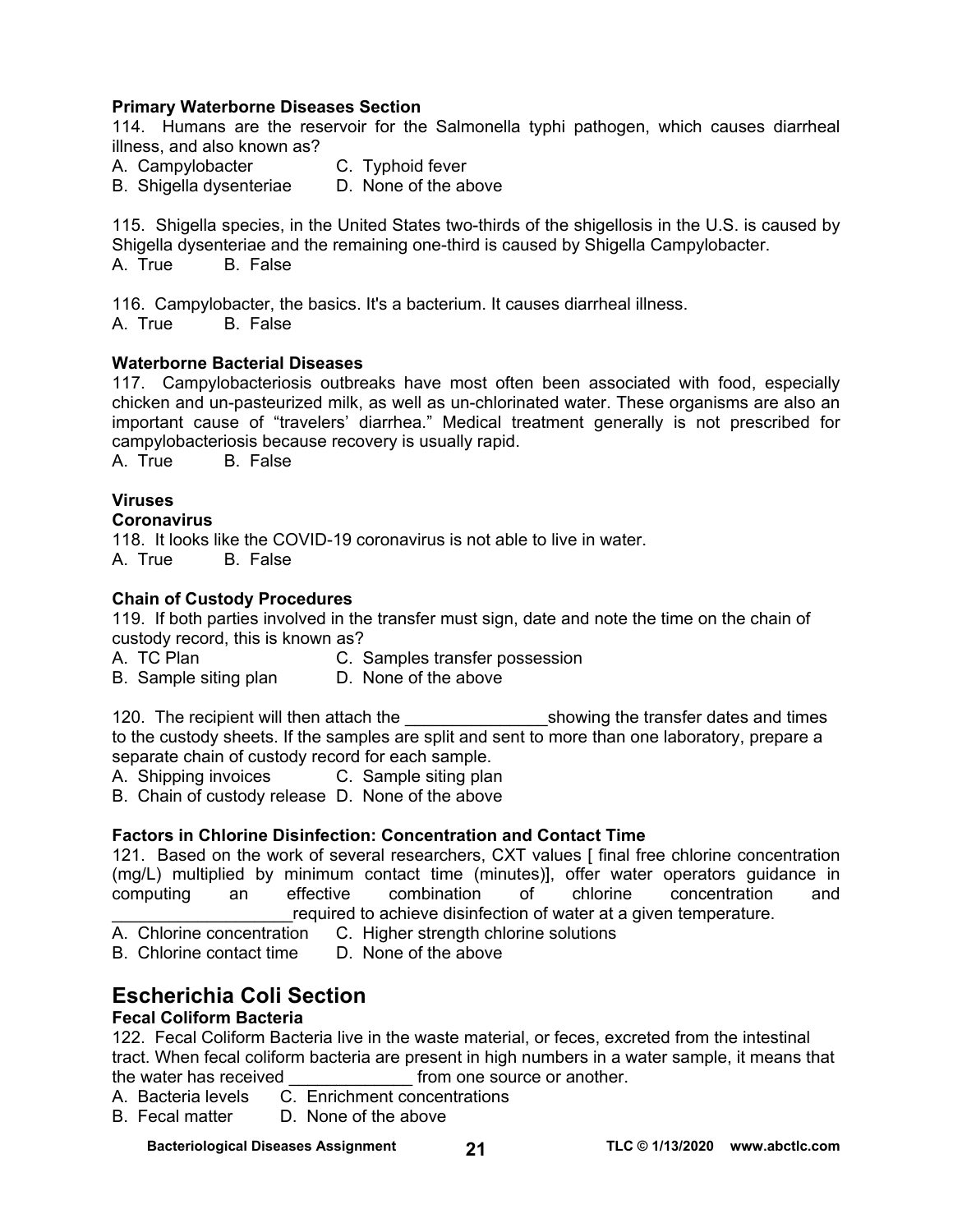**Primary Waterborne Diseases Section**

114. Humans are the reservoir for the Salmonella typhi pathogen, which causes diarrheal illness, and also known as?

A. Campylobacter  
B. Shigella dysenteriae  
C. Typhoid fever  
D. None of the above

115. Shigella species, in the United States two-thirds of the shigellosis in the U.S. is caused by Shigella dysenteriae and the remaining one-third is caused by Shigella Campylobacter.

A. True B. False

116. Campylobacter, the basics. It's a bacterium. It causes diarrheal illness.

A. True B. False

**Waterborne Bacterial Diseases**

117. Campylobacteriosis outbreaks have most often been associated with food, especially chicken and un-pasteurized milk, as well as un-chlorinated water. These organisms are also an important cause of "travelers' diarrhea." Medical treatment generally is not prescribed for campylobacteriosis because recovery is usually rapid.

A. True B. False

**Viruses**

**Coronavirus**

118. It looks like the COVID-19 coronavirus is not able to live in water.

A. True B. False

**Chain of Custody Procedures**

119. If both parties involved in the transfer must sign, date and note the time on the chain of custody record, this is known as?

A. TC Plan  
B. Sample siting plan  
C. Samples transfer possession  
D. None of the above

120. The recipient will then attach the _______________showing the transfer dates and times to the custody sheets. If the samples are split and sent to more than one laboratory, prepare a separate chain of custody record for each sample.

A. Shipping invoices  
B. Chain of custody release  
C. Sample siting plan  
D. None of the above

**Factors in Chlorine Disinfection: Concentration and Contact Time**

121. Based on the work of several researchers, CXT values [ final free chlorine concentration (mg/L) multiplied by minimum contact time (minutes)], offer water operators guidance in computing an effective combination of chlorine concentration and ___________________required to achieve disinfection of water at a given temperature.

A. Chlorine concentration  
B. Chlorine contact time  
C. Higher strength chlorine solutions  
D. None of the above

## Escherichia Coli Section

**Fecal Coliform Bacteria**

122. Fecal Coliform Bacteria live in the waste material, or feces, excreted from the intestinal tract. When fecal coliform bacteria are present in high numbers in a water sample, it means that the water has received _____________ from one source or another.

A. Bacteria levels  
B. Fecal matter  
C. Enrichment concentrations  
D. None of the above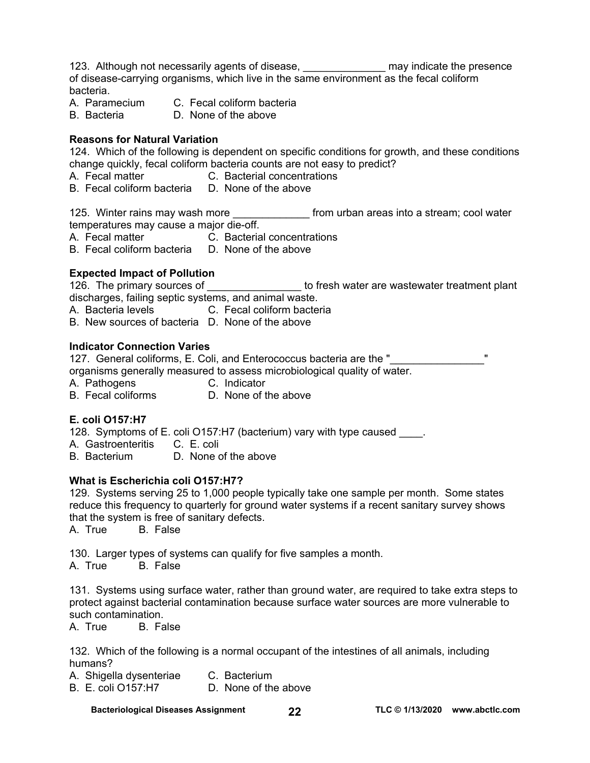123. Although not necessarily agents of disease, ______________ may indicate the presence of disease-carrying organisms, which live in the same environment as the fecal coliform bacteria.

A. Paramecium  C. Fecal coliform bacteria
B. Bacteria  D. None of the above

**Reasons for Natural Variation**

124. Which of the following is dependent on specific conditions for growth, and these conditions change quickly, fecal coliform bacteria counts are not easy to predict?

A. Fecal matter  C. Bacterial concentrations
B. Fecal coliform bacteria  D. None of the above

125. Winter rains may wash more _____________ from urban areas into a stream; cool water temperatures may cause a major die-off.

A. Fecal matter  C. Bacterial concentrations
B. Fecal coliform bacteria  D. None of the above

**Expected Impact of Pollution**

126. The primary sources of ________________ to fresh water are wastewater treatment plant discharges, failing septic systems, and animal waste.

A. Bacteria levels  C. Fecal coliform bacteria
B. New sources of bacteria  D. None of the above

**Indicator Connection Varies**

127. General coliforms, E. Coli, and Enterococcus bacteria are the "________________" organisms generally measured to assess microbiological quality of water.

A. Pathogens  C. Indicator
B. Fecal coliforms  D. None of the above

**E. coli O157:H7**

128. Symptoms of E. coli O157:H7 (bacterium) vary with type caused ____.

A. Gastroenteritis  C. E. coli
B. Bacterium  D. None of the above

**What is Escherichia coli O157:H7?**

129. Systems serving 25 to 1,000 people typically take one sample per month. Some states reduce this frequency to quarterly for ground water systems if a recent sanitary survey shows that the system is free of sanitary defects.

A. True  B. False

130. Larger types of systems can qualify for five samples a month.

A. True  B. False

131. Systems using surface water, rather than ground water, are required to take extra steps to protect against bacterial contamination because surface water sources are more vulnerable to such contamination.

A. True  B. False

132. Which of the following is a normal occupant of the intestines of all animals, including humans?

A. Shigella dysenteriae  C. Bacterium
B. E. coli O157:H7  D. None of the above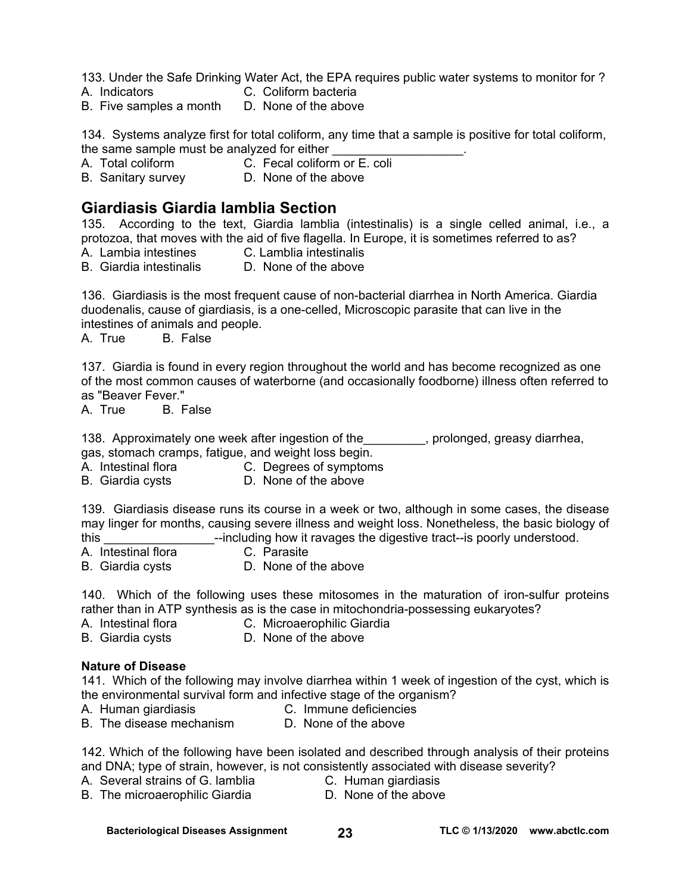133. Under the Safe Drinking Water Act, the EPA requires public water systems to monitor for ?
A. Indicators
B. Five samples a month
C. Coliform bacteria
D. None of the above

134. Systems analyze first for total coliform, any time that a sample is positive for total coliform, the same sample must be analyzed for either ___________________.
A. Total coliform
B. Sanitary survey
C. Fecal coliform or E. coli
D. None of the above

## Giardiasis Giardia lamblia Section

135. According to the text, Giardia lamblia (intestinalis) is a single celled animal, i.e., a protozoa, that moves with the aid of five flagella. In Europe, it is sometimes referred to as?
A. Lambia intestines
B. Giardia intestinalis
C. Lamblia intestinalis
D. None of the above

136. Giardiasis is the most frequent cause of non-bacterial diarrhea in North America. Giardia duodenalis, cause of giardiasis, is a one-celled, Microscopic parasite that can live in the intestines of animals and people.
A. True B. False

137. Giardia is found in every region throughout the world and has become recognized as one of the most common causes of waterborne (and occasionally foodborne) illness often referred to as "Beaver Fever."
A. True B. False

138. Approximately one week after ingestion of the_________, prolonged, greasy diarrhea, gas, stomach cramps, fatigue, and weight loss begin.
A. Intestinal flora
B. Giardia cysts
C. Degrees of symptoms
D. None of the above

139. Giardiasis disease runs its course in a week or two, although in some cases, the disease may linger for months, causing severe illness and weight loss. Nonetheless, the basic biology of this ________________--including how it ravages the digestive tract--is poorly understood.
A. Intestinal flora
B. Giardia cysts
C. Parasite
D. None of the above

140. Which of the following uses these mitosomes in the maturation of iron-sulfur proteins rather than in ATP synthesis as is the case in mitochondria-possessing eukaryotes?
A. Intestinal flora
B. Giardia cysts
C. Microaerophilic Giardia
D. None of the above

**Nature of Disease**

141. Which of the following may involve diarrhea within 1 week of ingestion of the cyst, which is the environmental survival form and infective stage of the organism?
A. Human giardiasis
B. The disease mechanism
C. Immune deficiencies
D. None of the above

142. Which of the following have been isolated and described through analysis of their proteins and DNA; type of strain, however, is not consistently associated with disease severity?
A. Several strains of G. lamblia
B. The microaerophilic Giardia
C. Human giardiasis
D. None of the above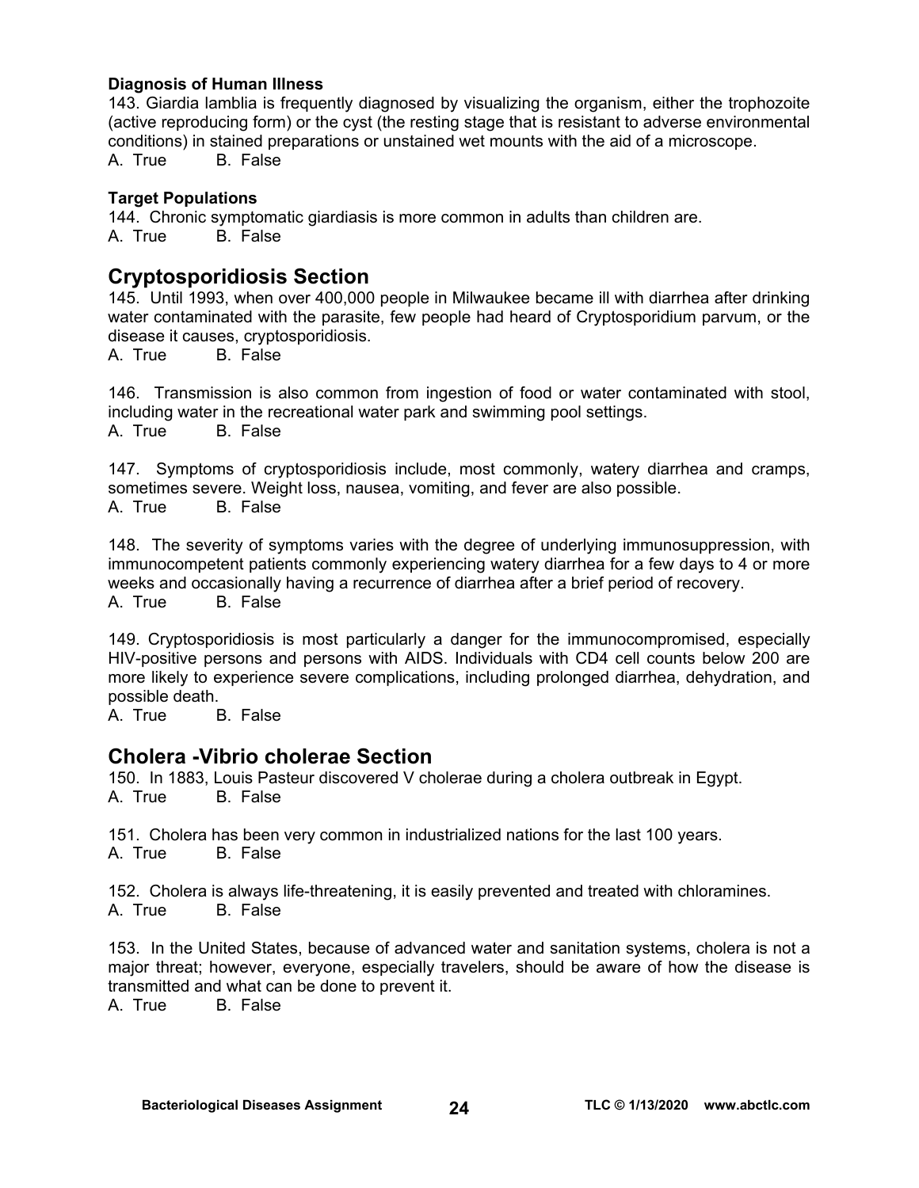### Diagnosis of Human Illness

143. Giardia lamblia is frequently diagnosed by visualizing the organism, either the trophozoite (active reproducing form) or the cyst (the resting stage that is resistant to adverse environmental conditions) in stained preparations or unstained wet mounts with the aid of a microscope.
A. True B. False

### Target Populations

144. Chronic symptomatic giardiasis is more common in adults than children are.
A. True B. False

## Cryptosporidiosis Section

145. Until 1993, when over 400,000 people in Milwaukee became ill with diarrhea after drinking water contaminated with the parasite, few people had heard of Cryptosporidium parvum, or the disease it causes, cryptosporidiosis.
A. True B. False

146. Transmission is also common from ingestion of food or water contaminated with stool, including water in the recreational water park and swimming pool settings.
A. True B. False

147. Symptoms of cryptosporidiosis include, most commonly, watery diarrhea and cramps, sometimes severe. Weight loss, nausea, vomiting, and fever are also possible.
A. True B. False

148. The severity of symptoms varies with the degree of underlying immunosuppression, with immunocompetent patients commonly experiencing watery diarrhea for a few days to 4 or more weeks and occasionally having a recurrence of diarrhea after a brief period of recovery.
A. True B. False

149. Cryptosporidiosis is most particularly a danger for the immunocompromised, especially HIV-positive persons and persons with AIDS. Individuals with CD4 cell counts below 200 are more likely to experience severe complications, including prolonged diarrhea, dehydration, and possible death.
A. True B. False

## Cholera -Vibrio cholerae Section

150. In 1883, Louis Pasteur discovered V cholerae during a cholera outbreak in Egypt.
A. True B. False

151. Cholera has been very common in industrialized nations for the last 100 years.
A. True B. False

152. Cholera is always life-threatening, it is easily prevented and treated with chloramines.
A. True B. False

153. In the United States, because of advanced water and sanitation systems, cholera is not a major threat; however, everyone, especially travelers, should be aware of how the disease is transmitted and what can be done to prevent it.
A. True B. False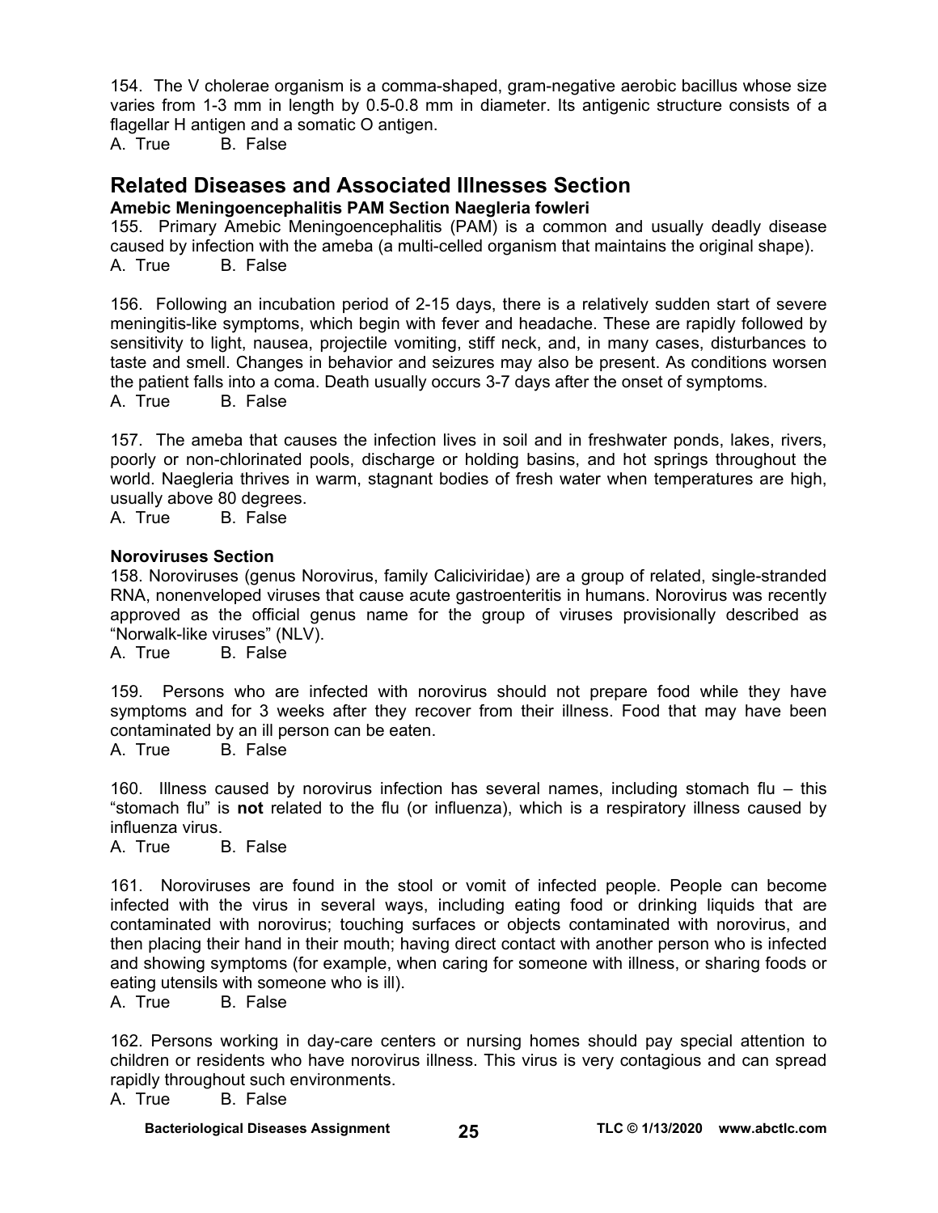154. The V cholerae organism is a comma-shaped, gram-negative aerobic bacillus whose size varies from 1-3 mm in length by 0.5-0.8 mm in diameter. Its antigenic structure consists of a flagellar H antigen and a somatic O antigen.
A. True B. False

## Related Diseases and Associated Illnesses Section

**Amebic Meningoencephalitis PAM Section Naegleria fowleri**

155. Primary Amebic Meningoencephalitis (PAM) is a common and usually deadly disease caused by infection with the ameba (a multi-celled organism that maintains the original shape).
A. True B. False

156. Following an incubation period of 2-15 days, there is a relatively sudden start of severe meningitis-like symptoms, which begin with fever and headache. These are rapidly followed by sensitivity to light, nausea, projectile vomiting, stiff neck, and, in many cases, disturbances to taste and smell. Changes in behavior and seizures may also be present. As conditions worsen the patient falls into a coma. Death usually occurs 3-7 days after the onset of symptoms.
A. True B. False

157. The ameba that causes the infection lives in soil and in freshwater ponds, lakes, rivers, poorly or non-chlorinated pools, discharge or holding basins, and hot springs throughout the world. Naegleria thrives in warm, stagnant bodies of fresh water when temperatures are high, usually above 80 degrees.
A. True B. False

**Noroviruses Section**

158. Noroviruses (genus Norovirus, family Caliciviridae) are a group of related, single-stranded RNA, nonenveloped viruses that cause acute gastroenteritis in humans. Norovirus was recently approved as the official genus name for the group of viruses provisionally described as "Norwalk-like viruses" (NLV).
A. True B. False

159. Persons who are infected with norovirus should not prepare food while they have symptoms and for 3 weeks after they recover from their illness. Food that may have been contaminated by an ill person can be eaten.
A. True B. False

160. Illness caused by norovirus infection has several names, including stomach flu – this "stomach flu" is **not** related to the flu (or influenza), which is a respiratory illness caused by influenza virus.
A. True B. False

161. Noroviruses are found in the stool or vomit of infected people. People can become infected with the virus in several ways, including eating food or drinking liquids that are contaminated with norovirus; touching surfaces or objects contaminated with norovirus, and then placing their hand in their mouth; having direct contact with another person who is infected and showing symptoms (for example, when caring for someone with illness, or sharing foods or eating utensils with someone who is ill).
A. True B. False

162. Persons working in day-care centers or nursing homes should pay special attention to children or residents who have norovirus illness. This virus is very contagious and can spread rapidly throughout such environments.
A. True B. False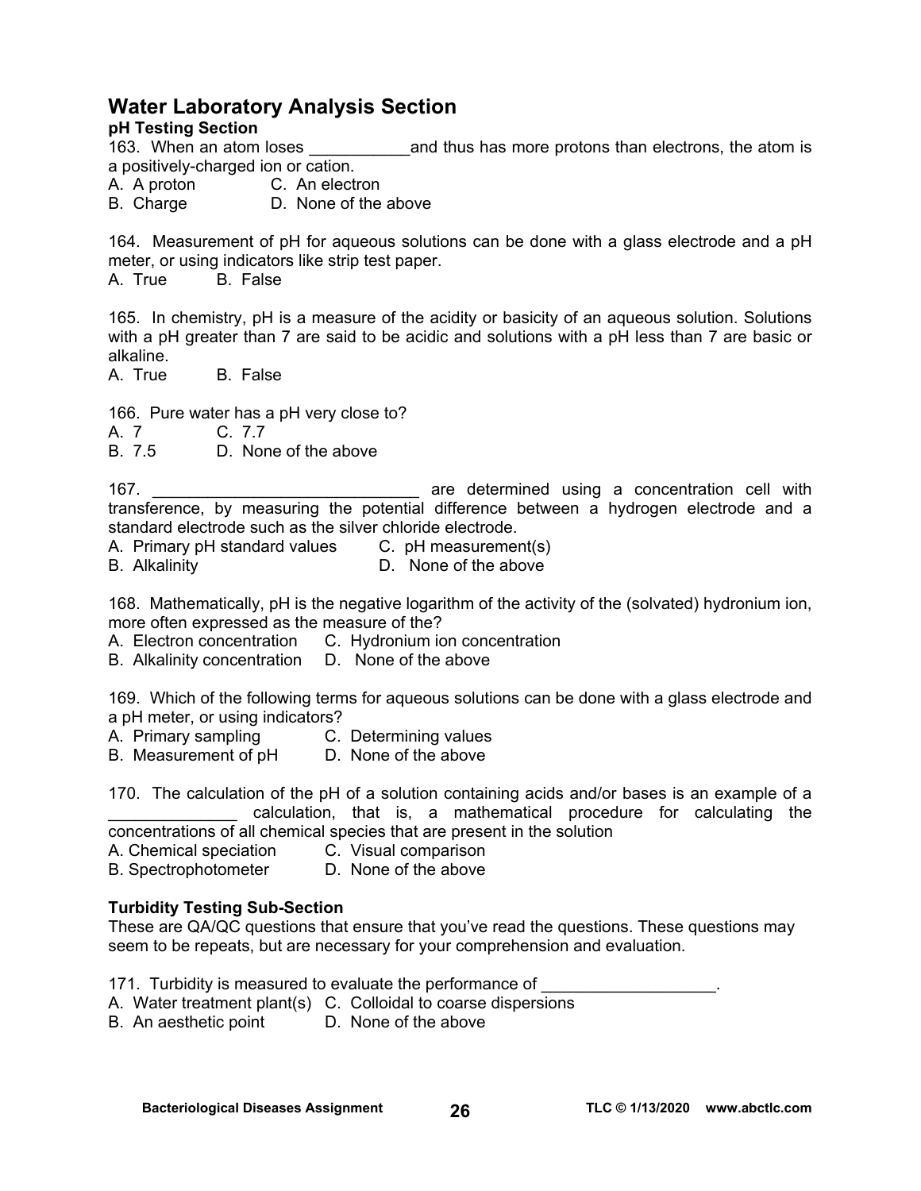## Water Laboratory Analysis Section

### pH Testing Section

163. When an atom loses ___________and thus has more protons than electrons, the atom is a positively-charged ion or cation.
A. A proton  C. An electron
B. Charge  D. None of the above

164. Measurement of pH for aqueous solutions can be done with a glass electrode and a pH meter, or using indicators like strip test paper.
A. True  B. False

165. In chemistry, pH is a measure of the acidity or basicity of an aqueous solution. Solutions with a pH greater than 7 are said to be acidic and solutions with a pH less than 7 are basic or alkaline.
A. True  B. False

166. Pure water has a pH very close to?
A. 7  C. 7.7
B. 7.5  D. None of the above

167. _____________________________ are determined using a concentration cell with transference, by measuring the potential difference between a hydrogen electrode and a standard electrode such as the silver chloride electrode.
A. Primary pH standard values  C. pH measurement(s)
B. Alkalinity  D. None of the above

168. Mathematically, pH is the negative logarithm of the activity of the (solvated) hydronium ion, more often expressed as the measure of the?
A. Electron concentration  C. Hydronium ion concentration
B. Alkalinity concentration  D. None of the above

169. Which of the following terms for aqueous solutions can be done with a glass electrode and a pH meter, or using indicators?
A. Primary sampling  C. Determining values
B. Measurement of pH  D. None of the above

170. The calculation of the pH of a solution containing acids and/or bases is an example of a _____________ calculation, that is, a mathematical procedure for calculating the concentrations of all chemical species that are present in the solution
A. Chemical speciation  C. Visual comparison
B. Spectrophotometer  D. None of the above

### Turbidity Testing Sub-Section

These are QA/QC questions that ensure that you've read the questions. These questions may seem to be repeats, but are necessary for your comprehension and evaluation.

171. Turbidity is measured to evaluate the performance of __________________.
A. Water treatment plant(s)  C. Colloidal to coarse dispersions
B. An aesthetic point  D. None of the above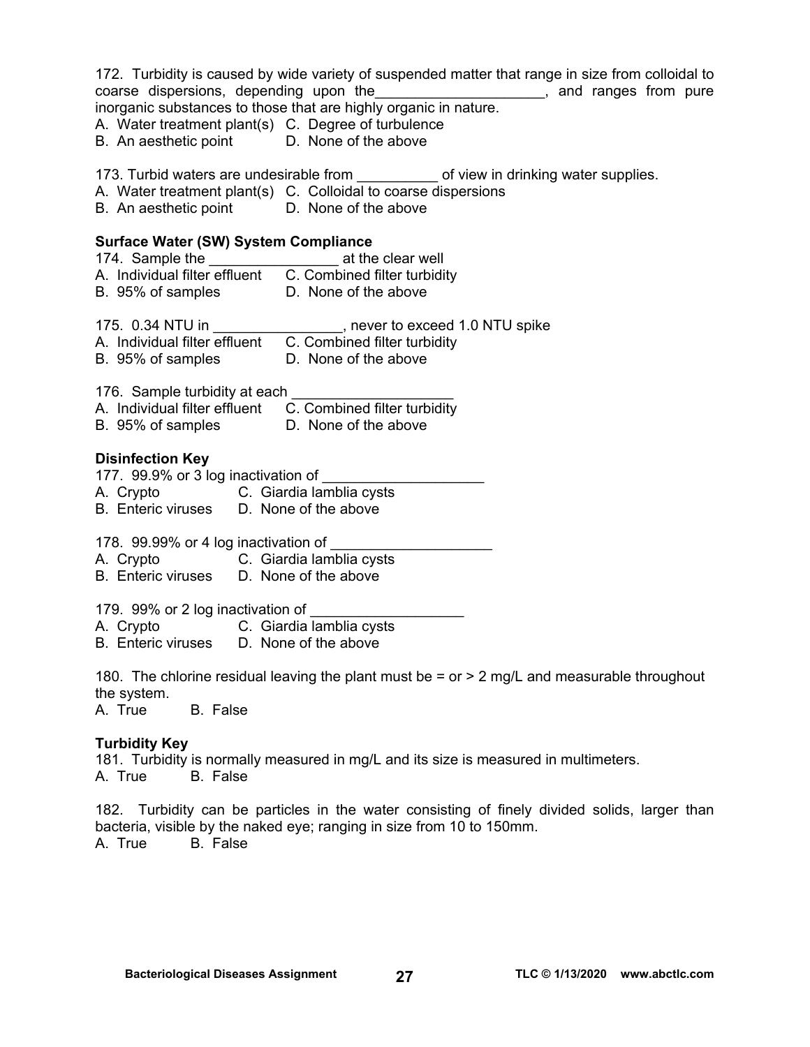172. Turbidity is caused by wide variety of suspended matter that range in size from colloidal to coarse dispersions, depending upon the____________________, and ranges from pure inorganic substances to those that are highly organic in nature.
A. Water treatment plant(s) C. Degree of turbulence
B. An aesthetic point D. None of the above

173. Turbid waters are undesirable from __________ of view in drinking water supplies.
A. Water treatment plant(s) C. Colloidal to coarse dispersions
B. An aesthetic point D. None of the above

**Surface Water (SW) System Compliance**

174. Sample the ________________ at the clear well
A. Individual filter effluent C. Combined filter turbidity
B. 95% of samples D. None of the above

175. 0.34 NTU in ________________, never to exceed 1.0 NTU spike
A. Individual filter effluent C. Combined filter turbidity
B. 95% of samples D. None of the above

176. Sample turbidity at each ____________________
A. Individual filter effluent C. Combined filter turbidity
B. 95% of samples D. None of the above

**Disinfection Key**

177. 99.9% or 3 log inactivation of ____________________
A. Crypto C. Giardia lamblia cysts
B. Enteric viruses D. None of the above

178. 99.99% or 4 log inactivation of ____________________
A. Crypto C. Giardia lamblia cysts
B. Enteric viruses D. None of the above

179. 99% or 2 log inactivation of ___________________
A. Crypto C. Giardia lamblia cysts
B. Enteric viruses D. None of the above

180. The chlorine residual leaving the plant must be = or > 2 mg/L and measurable throughout the system.
A. True B. False

**Turbidity Key**

181. Turbidity is normally measured in mg/L and its size is measured in multimeters.
A. True B. False

182. Turbidity can be particles in the water consisting of finely divided solids, larger than bacteria, visible by the naked eye; ranging in size from 10 to 150mm.
A. True B. False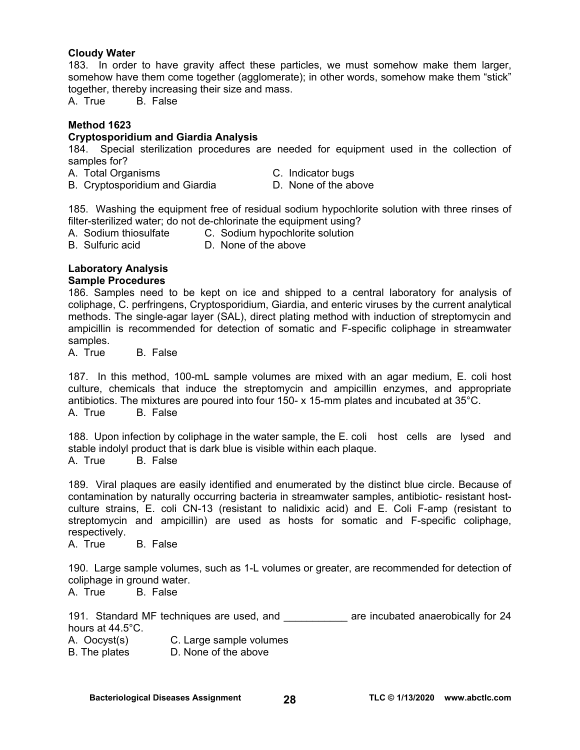**Cloudy Water**

183. In order to have gravity affect these particles, we must somehow make them larger, somehow have them come together (agglomerate); in other words, somehow make them "stick" together, thereby increasing their size and mass.

A. True  B. False

**Method 1623**

**Cryptosporidium and Giardia Analysis**

184. Special sterilization procedures are needed for equipment used in the collection of samples for?

A. Total Organisms  
B. Cryptosporidium and Giardia  
C. Indicator bugs  
D. None of the above

185. Washing the equipment free of residual sodium hypochlorite solution with three rinses of filter-sterilized water; do not de-chlorinate the equipment using?

A. Sodium thiosulfate  
B. Sulfuric acid  
C. Sodium hypochlorite solution  
D. None of the above

**Laboratory Analysis**

**Sample Procedures**

186. Samples need to be kept on ice and shipped to a central laboratory for analysis of coliphage, C. perfringens, Cryptosporidium, Giardia, and enteric viruses by the current analytical methods. The single-agar layer (SAL), direct plating method with induction of streptomycin and ampicillin is recommended for detection of somatic and F-specific coliphage in streamwater samples.

A. True  B. False

187. In this method, 100-mL sample volumes are mixed with an agar medium, E. coli host culture, chemicals that induce the streptomycin and ampicillin enzymes, and appropriate antibiotics. The mixtures are poured into four 150- x 15-mm plates and incubated at 35°C.

A. True  B. False

188. Upon infection by coliphage in the water sample, the E. coli host cells are lysed and stable indolyl product that is dark blue is visible within each plaque.

A. True  B. False

189. Viral plaques are easily identified and enumerated by the distinct blue circle. Because of contamination by naturally occurring bacteria in streamwater samples, antibiotic- resistant host-culture strains, E. coli CN-13 (resistant to nalidixic acid) and E. Coli F-amp (resistant to streptomycin and ampicillin) are used as hosts for somatic and F-specific coliphage, respectively.

A. True  B. False

190. Large sample volumes, such as 1-L volumes or greater, are recommended for detection of coliphage in ground water.

A. True  B. False

191. Standard MF techniques are used, and ___________ are incubated anaerobically for 24 hours at 44.5°C.

A. Oocyst(s)  
B. The plates  
C. Large sample volumes  
D. None of the above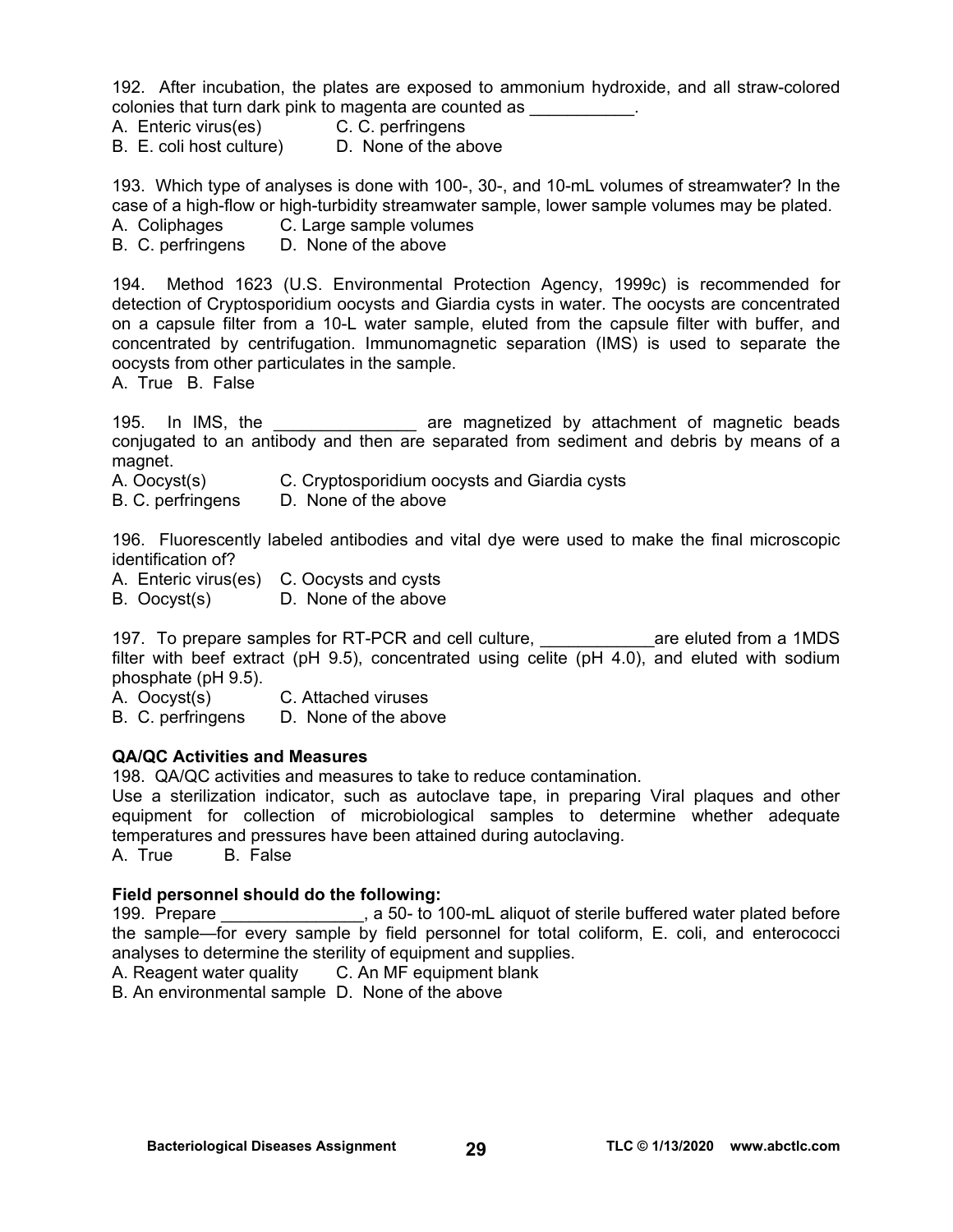192. After incubation, the plates are exposed to ammonium hydroxide, and all straw-colored colonies that turn dark pink to magenta are counted as ___________.

A. Enteric virus(es)
B. E. coli host culture)
C. C. perfringens
D. None of the above

193. Which type of analyses is done with 100-, 30-, and 10-mL volumes of streamwater? In the case of a high-flow or high-turbidity streamwater sample, lower sample volumes may be plated.

A. Coliphages
B. C. perfringens
C. Large sample volumes
D. None of the above

194. Method 1623 (U.S. Environmental Protection Agency, 1999c) is recommended for detection of Cryptosporidium oocysts and Giardia cysts in water. The oocysts are concentrated on a capsule filter from a 10-L water sample, eluted from the capsule filter with buffer, and concentrated by centrifugation. Immunomagnetic separation (IMS) is used to separate the oocysts from other particulates in the sample.

A. True B. False

195. In IMS, the _______________ are magnetized by attachment of magnetic beads conjugated to an antibody and then are separated from sediment and debris by means of a magnet.

A. Oocyst(s)
B. C. perfringens
C. Cryptosporidium oocysts and Giardia cysts
D. None of the above

196. Fluorescently labeled antibodies and vital dye were used to make the final microscopic identification of?

A. Enteric virus(es)
B. Oocyst(s)
C. Oocysts and cysts
D. None of the above

197. To prepare samples for RT-PCR and cell culture, ____________are eluted from a 1MDS filter with beef extract (pH 9.5), concentrated using celite (pH 4.0), and eluted with sodium phosphate (pH 9.5).

A. Oocyst(s)
B. C. perfringens
C. Attached viruses
D. None of the above

**QA/QC Activities and Measures**

198. QA/QC activities and measures to take to reduce contamination.
Use a sterilization indicator, such as autoclave tape, in preparing Viral plaques and other equipment for collection of microbiological samples to determine whether adequate temperatures and pressures have been attained during autoclaving.

A. True B. False

**Field personnel should do the following:**

199. Prepare _______________, a 50- to 100-mL aliquot of sterile buffered water plated before the sample—for every sample by field personnel for total coliform, E. coli, and enterococci analyses to determine the sterility of equipment and supplies.

A. Reagent water quality
B. An environmental sample
C. An MF equipment blank
D. None of the above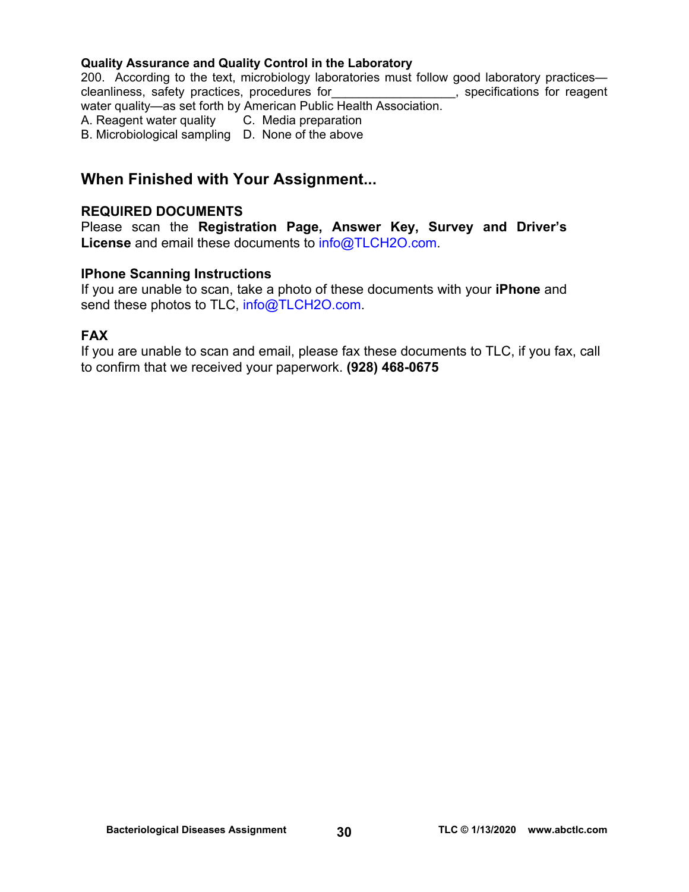**Quality Assurance and Quality Control in the Laboratory**

200. According to the text, microbiology laboratories must follow good laboratory practices—cleanliness, safety practices, procedures for__________________, specifications for reagent water quality—as set forth by American Public Health Association.

A. Reagent water quality  
B. Microbiological sampling  
C. Media preparation  
D. None of the above

## When Finished with Your Assignment...

**REQUIRED DOCUMENTS**

Please scan the **Registration Page, Answer Key, Survey and Driver's License** and email these documents to info@TLCH2O.com.

**IPhone Scanning Instructions**

If you are unable to scan, take a photo of these documents with your **iPhone** and send these photos to TLC, info@TLCH2O.com.

**FAX**

If you are unable to scan and email, please fax these documents to TLC, if you fax, call to confirm that we received your paperwork. **(928) 468-0675**